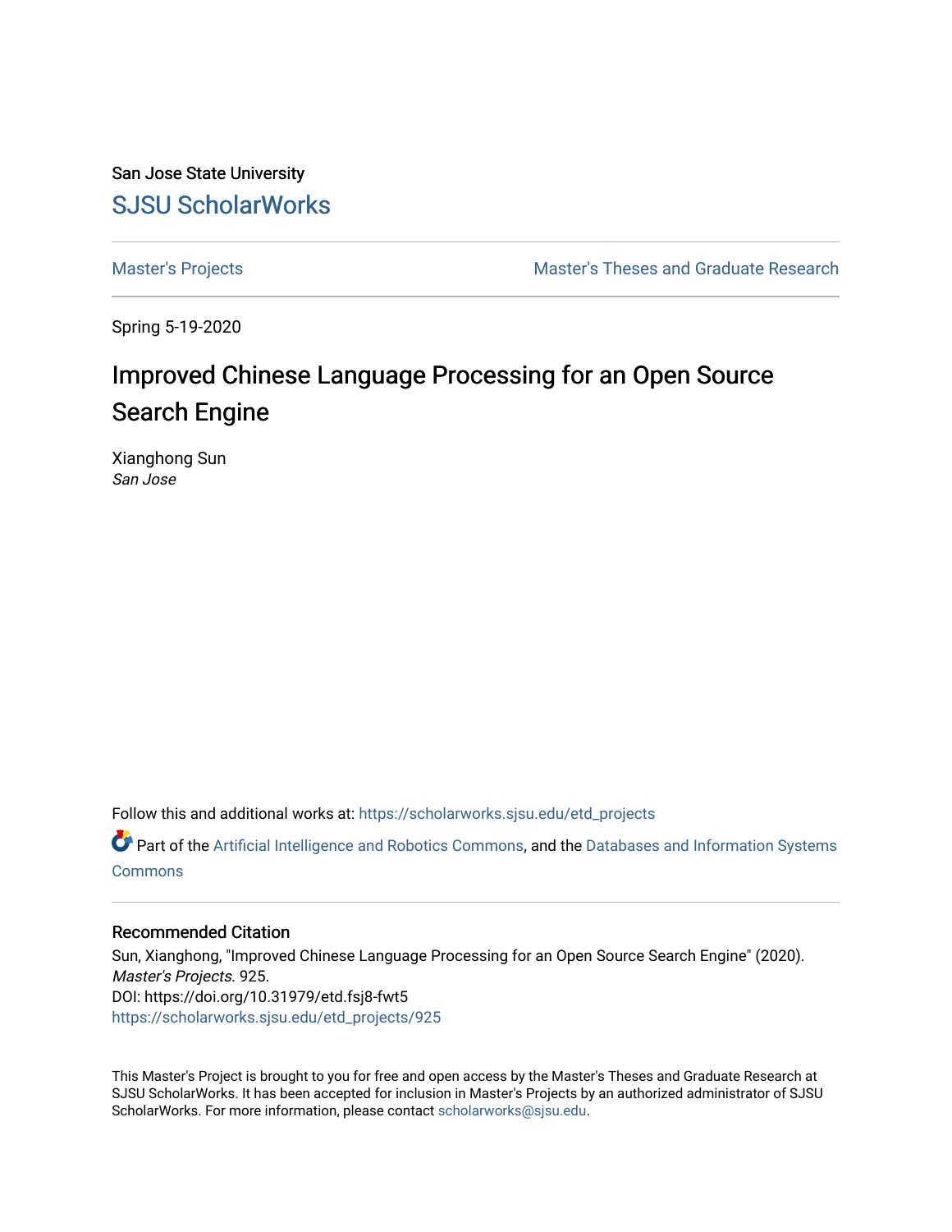San Jose State University

SJSU ScholarWorks

Master's Projects

Master's Theses and Graduate Research

Spring 5-19-2020

# Improved Chinese Language Processing for an Open Source Search Engine

Xianghong Sun
*San Jose*

Follow this and additional works at: https://scholarworks.sjsu.edu/etd_projects

Part of the Artificial Intelligence and Robotics Commons, and the Databases and Information Systems Commons

## Recommended Citation

Sun, Xianghong, "Improved Chinese Language Processing for an Open Source Search Engine" (2020). *Master's Projects*. 925.
DOI: https://doi.org/10.31979/etd.fsj8-fwt5
https://scholarworks.sjsu.edu/etd_projects/925

This Master's Project is brought to you for free and open access by the Master's Theses and Graduate Research at SJSU ScholarWorks. It has been accepted for inclusion in Master's Projects by an authorized administrator of SJSU ScholarWorks. For more information, please contact scholarworks@sjsu.edu.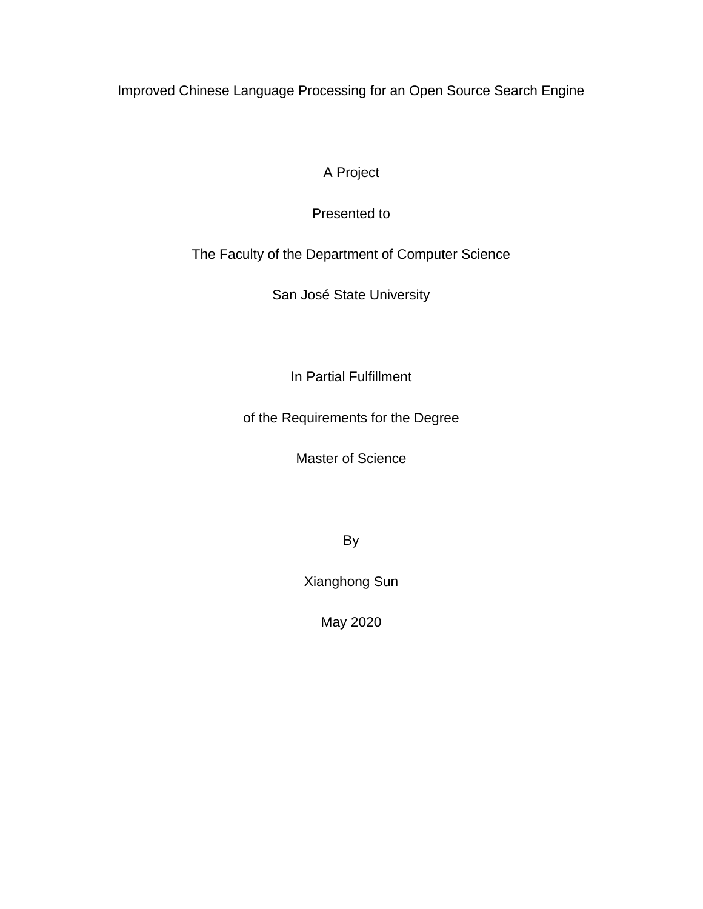Improved Chinese Language Processing for an Open Source Search Engine

A Project

Presented to

The Faculty of the Department of Computer Science

San José State University

In Partial Fulfillment

of the Requirements for the Degree

Master of Science

By

Xianghong Sun

May 2020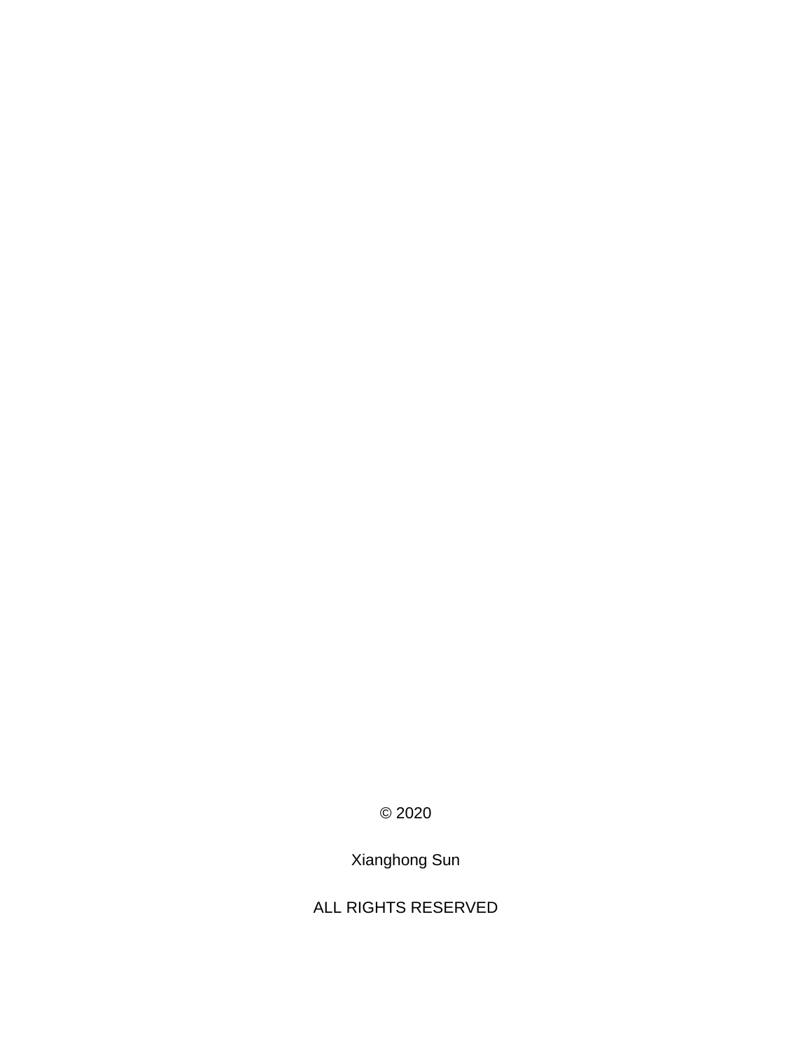© 2020

Xianghong Sun

ALL RIGHTS RESERVED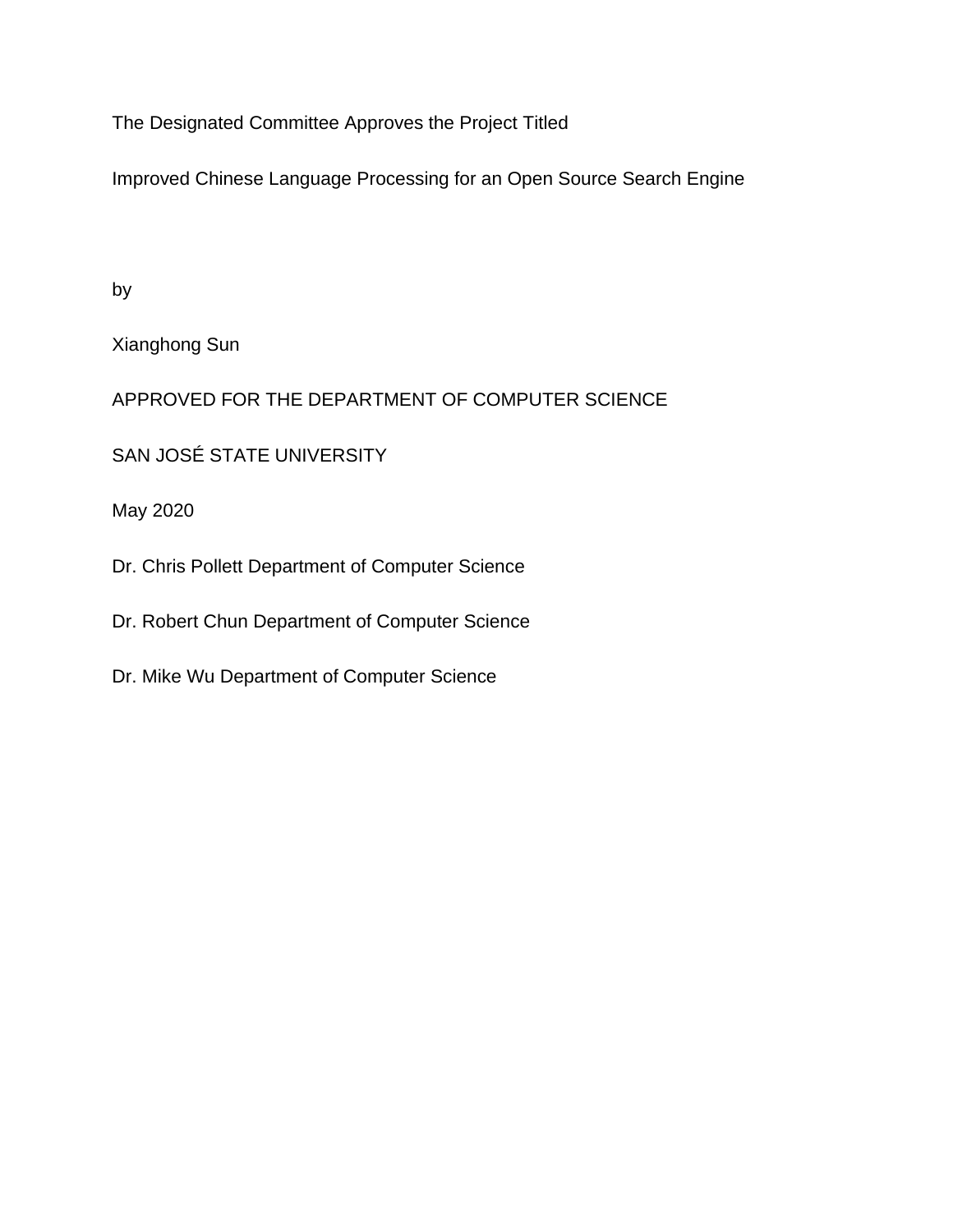The Designated Committee Approves the Project Titled

Improved Chinese Language Processing for an Open Source Search Engine

by

Xianghong Sun

APPROVED FOR THE DEPARTMENT OF COMPUTER SCIENCE

SAN JOSÉ STATE UNIVERSITY

May 2020

Dr. Chris Pollett Department of Computer Science

Dr. Robert Chun Department of Computer Science

Dr. Mike Wu Department of Computer Science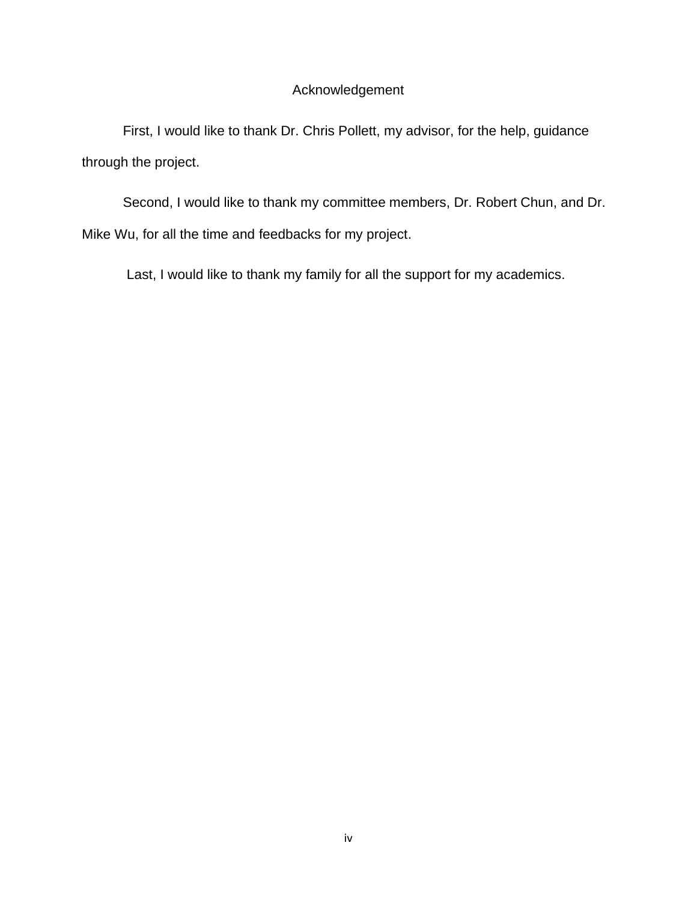# Acknowledgement

First, I would like to thank Dr. Chris Pollett, my advisor, for the help, guidance through the project.

Second, I would like to thank my committee members, Dr. Robert Chun, and Dr. Mike Wu, for all the time and feedbacks for my project.

Last, I would like to thank my family for all the support for my academics.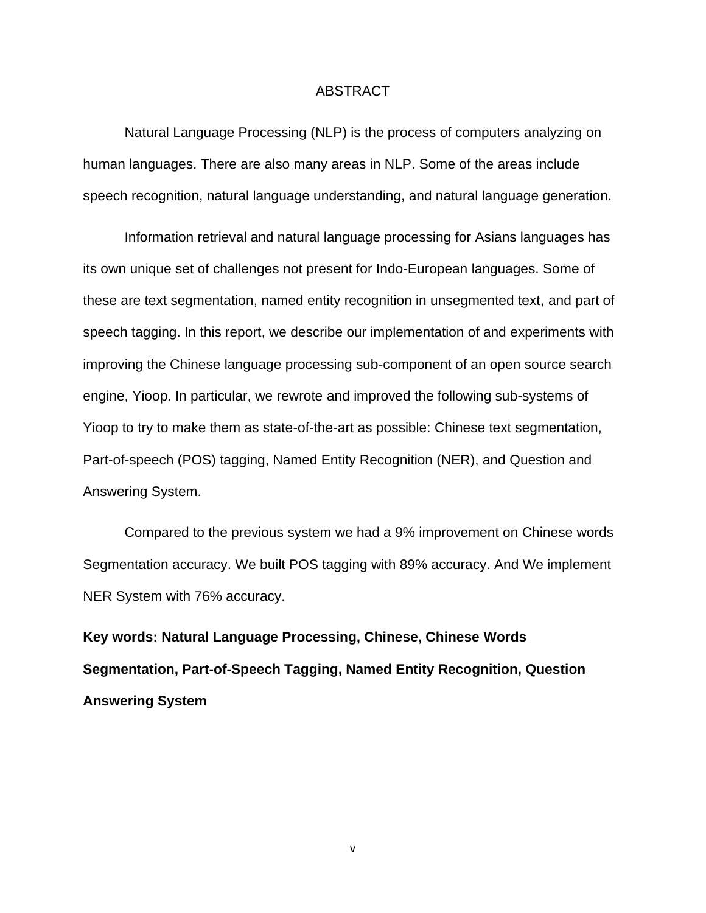# ABSTRACT

Natural Language Processing (NLP) is the process of computers analyzing on human languages. There are also many areas in NLP. Some of the areas include speech recognition, natural language understanding, and natural language generation.

Information retrieval and natural language processing for Asians languages has its own unique set of challenges not present for Indo-European languages. Some of these are text segmentation, named entity recognition in unsegmented text, and part of speech tagging. In this report, we describe our implementation of and experiments with improving the Chinese language processing sub-component of an open source search engine, Yioop. In particular, we rewrote and improved the following sub-systems of Yioop to try to make them as state-of-the-art as possible: Chinese text segmentation, Part-of-speech (POS) tagging, Named Entity Recognition (NER), and Question and Answering System.

Compared to the previous system we had a 9% improvement on Chinese words Segmentation accuracy. We built POS tagging with 89% accuracy. And We implement NER System with 76% accuracy.

**Key words: Natural Language Processing, Chinese, Chinese Words Segmentation, Part-of-Speech Tagging, Named Entity Recognition, Question Answering System**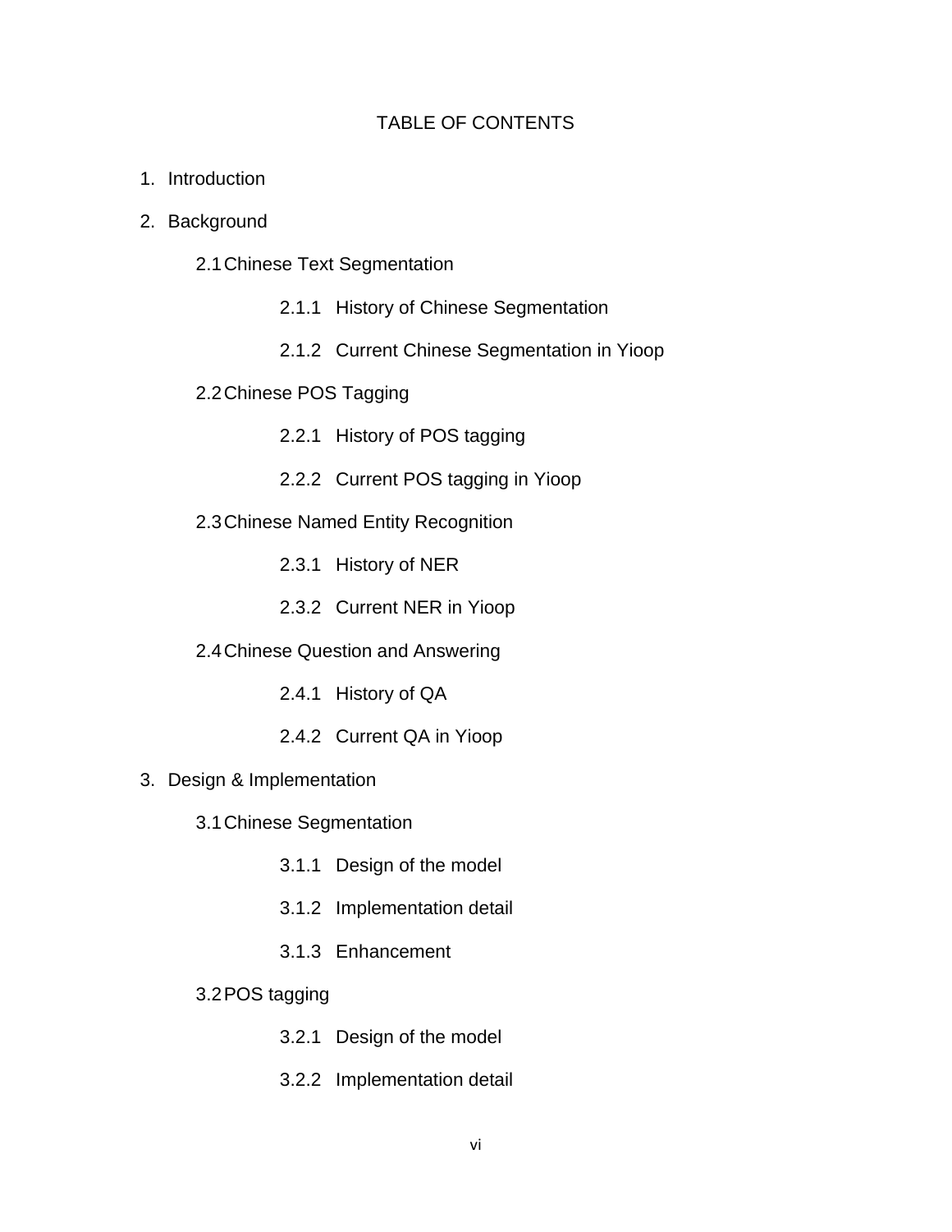# TABLE OF CONTENTS

1. Introduction
2. Background
    - 2.1 Chinese Text Segmentation
        - 2.1.1 History of Chinese Segmentation
        - 2.1.2 Current Chinese Segmentation in Yioop
    - 2.2 Chinese POS Tagging
        - 2.2.1 History of POS tagging
        - 2.2.2 Current POS tagging in Yioop
    - 2.3 Chinese Named Entity Recognition
        - 2.3.1 History of NER
        - 2.3.2 Current NER in Yioop
    - 2.4 Chinese Question and Answering
        - 2.4.1 History of QA
        - 2.4.2 Current QA in Yioop
3. Design & Implementation
    - 3.1 Chinese Segmentation
        - 3.1.1 Design of the model
        - 3.1.2 Implementation detail
        - 3.1.3 Enhancement
    - 3.2 POS tagging
        - 3.2.1 Design of the model
        - 3.2.2 Implementation detail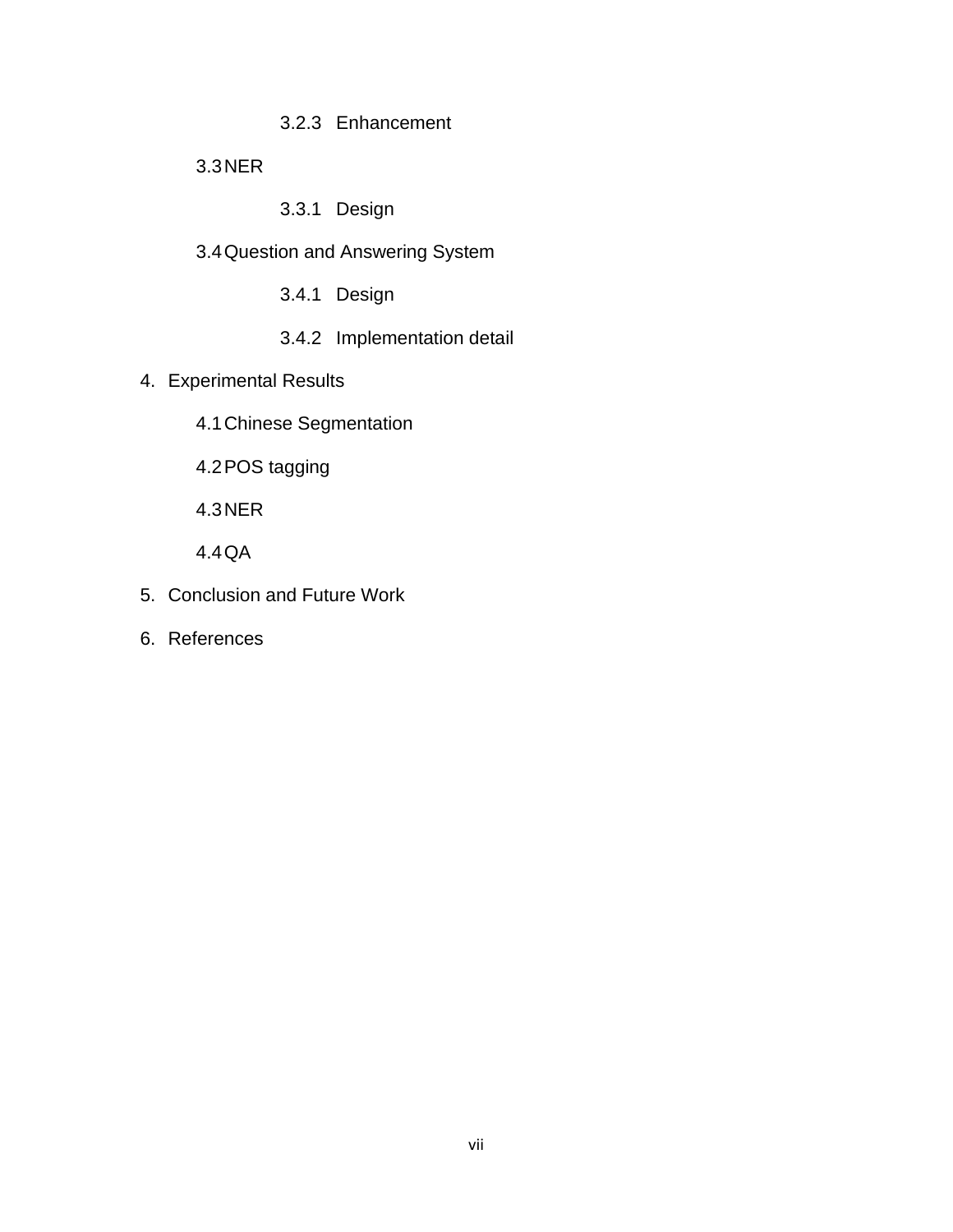3.2.3 Enhancement

3.3 NER

3.3.1 Design

3.4 Question and Answering System

3.4.1 Design

3.4.2 Implementation detail

4. Experimental Results

4.1 Chinese Segmentation

4.2 POS tagging

4.3 NER

4.4 QA

5. Conclusion and Future Work

6. References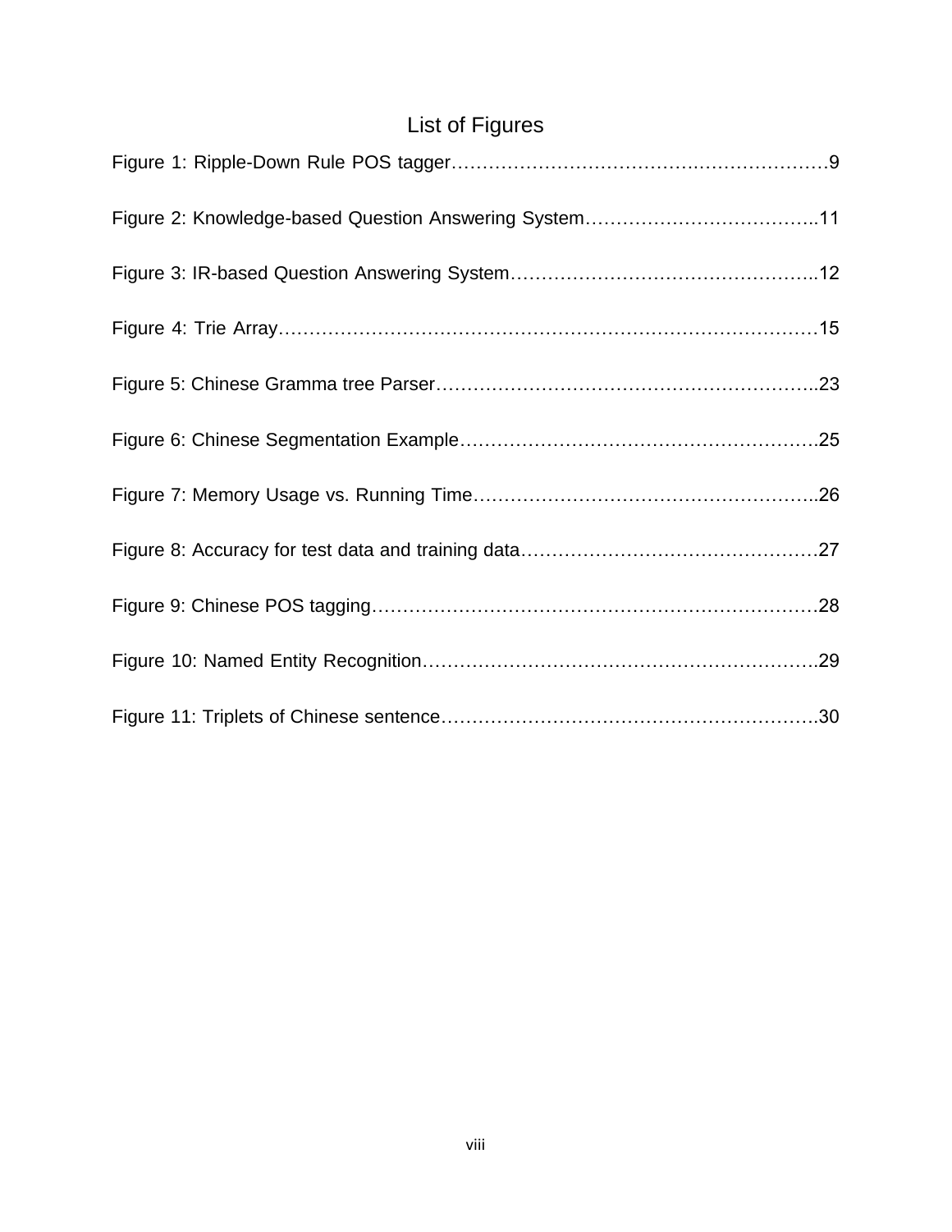# List of Figures

Figure 1: Ripple-Down Rule POS tagger……………………………………………………9

Figure 2: Knowledge-based Question Answering System………………………………..11

Figure 3: IR-based Question Answering System…………………………………………..12

Figure 4: Trie Array…………………………………………………………………………15

Figure 5: Chinese Gramma tree Parser……………………………………………………..23

Figure 6: Chinese Segmentation Example………………………………………………….25

Figure 7: Memory Usage vs. Running Time………………………………………………..26

Figure 8: Accuracy for test data and training data…………………………………………27

Figure 9: Chinese POS tagging……………………………………………………………….28

Figure 10: Named Entity Recognition……………………………………………………….29

Figure 11: Triplets of Chinese sentence……………………………………………………..30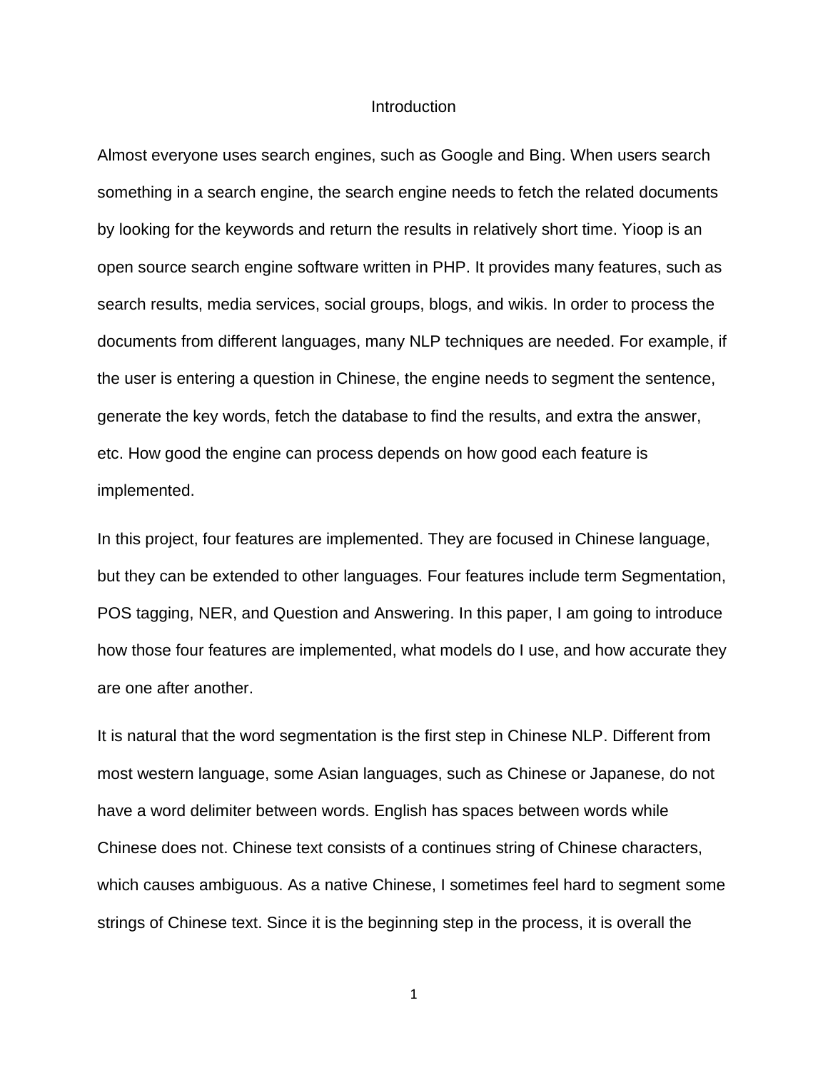# Introduction

Almost everyone uses search engines, such as Google and Bing. When users search something in a search engine, the search engine needs to fetch the related documents by looking for the keywords and return the results in relatively short time. Yioop is an open source search engine software written in PHP. It provides many features, such as search results, media services, social groups, blogs, and wikis. In order to process the documents from different languages, many NLP techniques are needed. For example, if the user is entering a question in Chinese, the engine needs to segment the sentence, generate the key words, fetch the database to find the results, and extra the answer, etc. How good the engine can process depends on how good each feature is implemented.

In this project, four features are implemented. They are focused in Chinese language, but they can be extended to other languages. Four features include term Segmentation, POS tagging, NER, and Question and Answering. In this paper, I am going to introduce how those four features are implemented, what models do I use, and how accurate they are one after another.

It is natural that the word segmentation is the first step in Chinese NLP. Different from most western language, some Asian languages, such as Chinese or Japanese, do not have a word delimiter between words. English has spaces between words while Chinese does not. Chinese text consists of a continues string of Chinese characters, which causes ambiguous. As a native Chinese, I sometimes feel hard to segment some strings of Chinese text. Since it is the beginning step in the process, it is overall the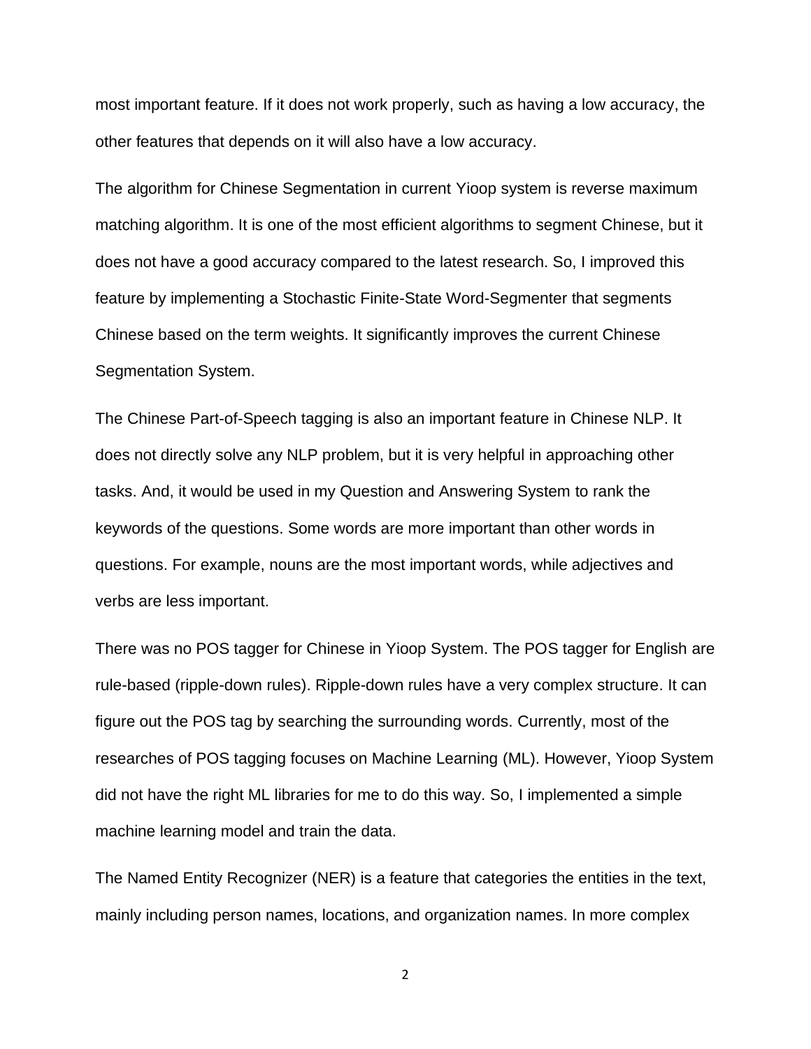most important feature. If it does not work properly, such as having a low accuracy, the other features that depends on it will also have a low accuracy.

The algorithm for Chinese Segmentation in current Yioop system is reverse maximum matching algorithm. It is one of the most efficient algorithms to segment Chinese, but it does not have a good accuracy compared to the latest research. So, I improved this feature by implementing a Stochastic Finite-State Word-Segmenter that segments Chinese based on the term weights. It significantly improves the current Chinese Segmentation System.

The Chinese Part-of-Speech tagging is also an important feature in Chinese NLP. It does not directly solve any NLP problem, but it is very helpful in approaching other tasks. And, it would be used in my Question and Answering System to rank the keywords of the questions. Some words are more important than other words in questions. For example, nouns are the most important words, while adjectives and verbs are less important.

There was no POS tagger for Chinese in Yioop System. The POS tagger for English are rule-based (ripple-down rules). Ripple-down rules have a very complex structure. It can figure out the POS tag by searching the surrounding words. Currently, most of the researches of POS tagging focuses on Machine Learning (ML). However, Yioop System did not have the right ML libraries for me to do this way. So, I implemented a simple machine learning model and train the data.

The Named Entity Recognizer (NER) is a feature that categories the entities in the text, mainly including person names, locations, and organization names. In more complex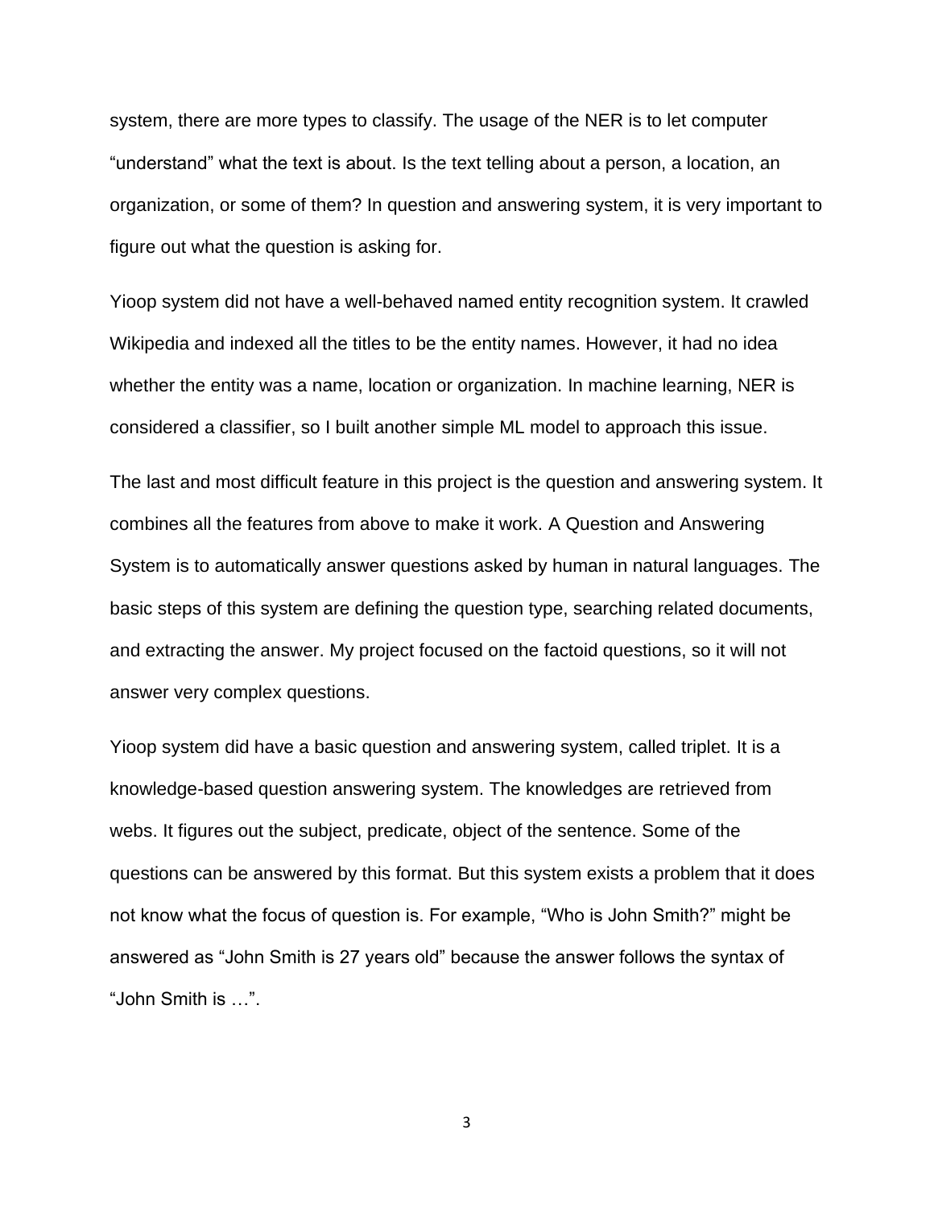system, there are more types to classify. The usage of the NER is to let computer "understand" what the text is about. Is the text telling about a person, a location, an organization, or some of them? In question and answering system, it is very important to figure out what the question is asking for.

Yioop system did not have a well-behaved named entity recognition system. It crawled Wikipedia and indexed all the titles to be the entity names. However, it had no idea whether the entity was a name, location or organization. In machine learning, NER is considered a classifier, so I built another simple ML model to approach this issue.

The last and most difficult feature in this project is the question and answering system. It combines all the features from above to make it work. A Question and Answering System is to automatically answer questions asked by human in natural languages. The basic steps of this system are defining the question type, searching related documents, and extracting the answer. My project focused on the factoid questions, so it will not answer very complex questions.

Yioop system did have a basic question and answering system, called triplet. It is a knowledge-based question answering system. The knowledges are retrieved from webs. It figures out the subject, predicate, object of the sentence. Some of the questions can be answered by this format. But this system exists a problem that it does not know what the focus of question is. For example, "Who is John Smith?" might be answered as "John Smith is 27 years old" because the answer follows the syntax of "John Smith is …".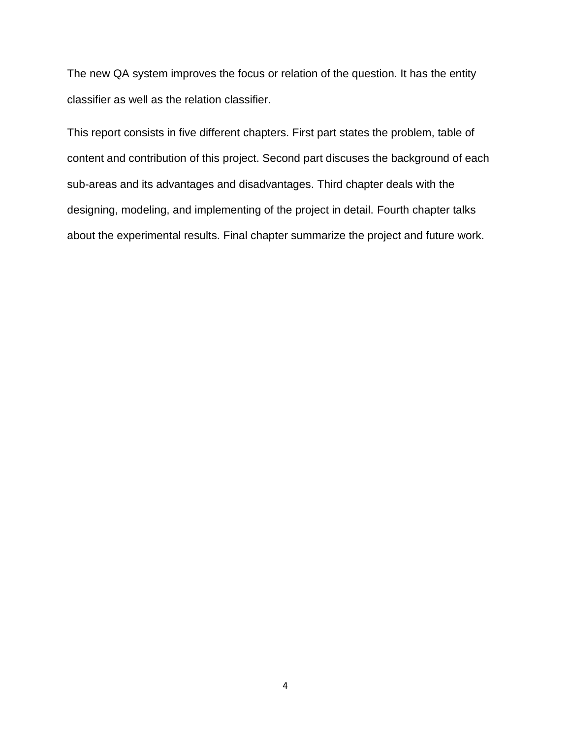The new QA system improves the focus or relation of the question. It has the entity classifier as well as the relation classifier.

This report consists in five different chapters. First part states the problem, table of content and contribution of this project. Second part discuses the background of each sub-areas and its advantages and disadvantages. Third chapter deals with the designing, modeling, and implementing of the project in detail. Fourth chapter talks about the experimental results. Final chapter summarize the project and future work.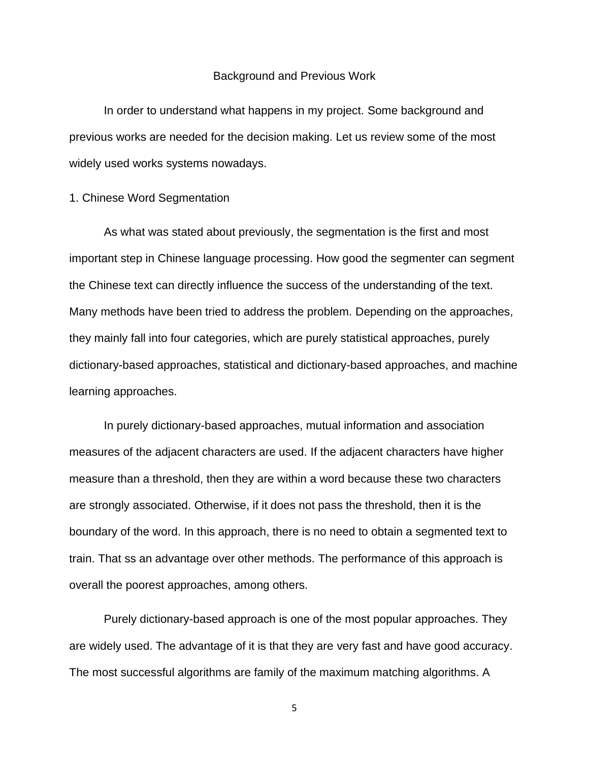## Background and Previous Work

In order to understand what happens in my project. Some background and previous works are needed for the decision making. Let us review some of the most widely used works systems nowadays.

### 1. Chinese Word Segmentation

As what was stated about previously, the segmentation is the first and most important step in Chinese language processing. How good the segmenter can segment the Chinese text can directly influence the success of the understanding of the text. Many methods have been tried to address the problem. Depending on the approaches, they mainly fall into four categories, which are purely statistical approaches, purely dictionary-based approaches, statistical and dictionary-based approaches, and machine learning approaches.

In purely dictionary-based approaches, mutual information and association measures of the adjacent characters are used. If the adjacent characters have higher measure than a threshold, then they are within a word because these two characters are strongly associated. Otherwise, if it does not pass the threshold, then it is the boundary of the word. In this approach, there is no need to obtain a segmented text to train. That ss an advantage over other methods. The performance of this approach is overall the poorest approaches, among others.

Purely dictionary-based approach is one of the most popular approaches. They are widely used. The advantage of it is that they are very fast and have good accuracy. The most successful algorithms are family of the maximum matching algorithms. A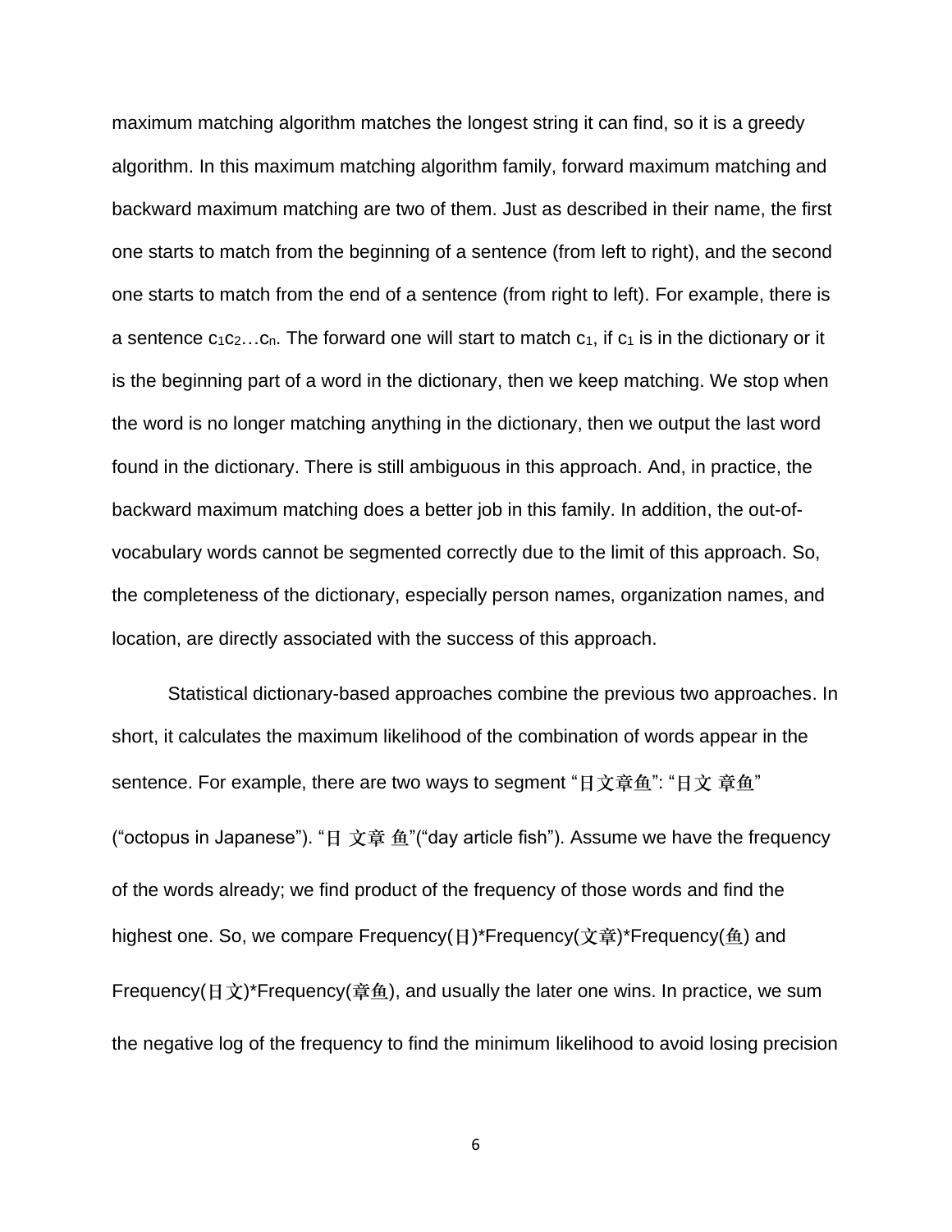maximum matching algorithm matches the longest string it can find, so it is a greedy algorithm. In this maximum matching algorithm family, forward maximum matching and backward maximum matching are two of them. Just as described in their name, the first one starts to match from the beginning of a sentence (from left to right), and the second one starts to match from the end of a sentence (from right to left). For example, there is a sentence $c_1c_2 \ldots c_n$. The forward one will start to match $c_1$, if $c_1$ is in the dictionary or it is the beginning part of a word in the dictionary, then we keep matching. We stop when the word is no longer matching anything in the dictionary, then we output the last word found in the dictionary. There is still ambiguous in this approach. And, in practice, the backward maximum matching does a better job in this family. In addition, the out-of-vocabulary words cannot be segmented correctly due to the limit of this approach. So, the completeness of the dictionary, especially person names, organization names, and location, are directly associated with the success of this approach.

Statistical dictionary-based approaches combine the previous two approaches. In short, it calculates the maximum likelihood of the combination of words appear in the sentence. For example, there are two ways to segment "日文章鱼": "日文 章鱼" ("octopus in Japanese"). "日 文章 鱼"("day article fish"). Assume we have the frequency of the words already; we find product of the frequency of those words and find the highest one. So, we compare Frequency(日)*Frequency(文章)*Frequency(鱼) and Frequency(日文)*Frequency(章鱼), and usually the later one wins. In practice, we sum the negative log of the frequency to find the minimum likelihood to avoid losing precision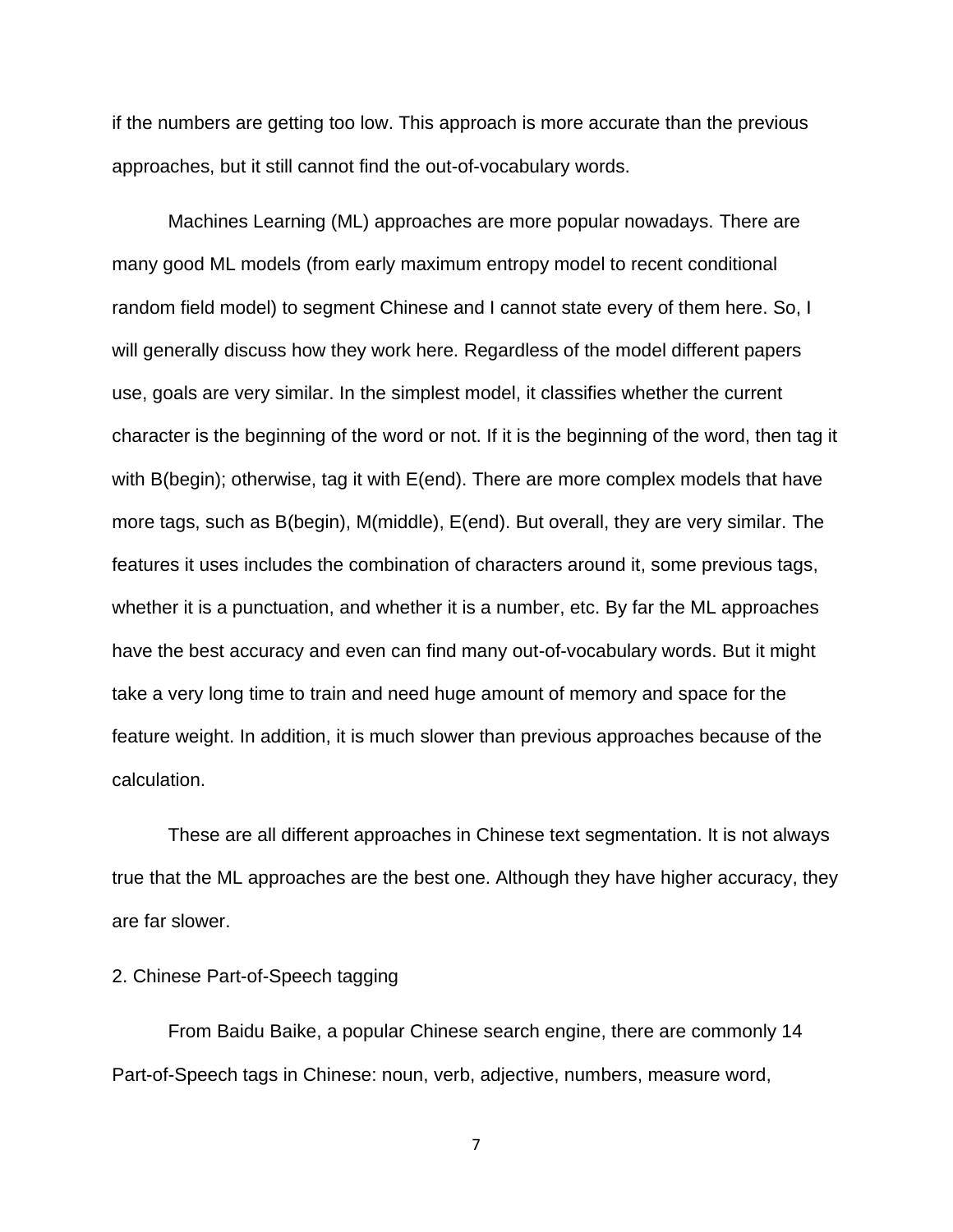if the numbers are getting too low. This approach is more accurate than the previous approaches, but it still cannot find the out-of-vocabulary words.

Machines Learning (ML) approaches are more popular nowadays. There are many good ML models (from early maximum entropy model to recent conditional random field model) to segment Chinese and I cannot state every of them here. So, I will generally discuss how they work here. Regardless of the model different papers use, goals are very similar. In the simplest model, it classifies whether the current character is the beginning of the word or not. If it is the beginning of the word, then tag it with B(begin); otherwise, tag it with E(end). There are more complex models that have more tags, such as B(begin), M(middle), E(end). But overall, they are very similar. The features it uses includes the combination of characters around it, some previous tags, whether it is a punctuation, and whether it is a number, etc. By far the ML approaches have the best accuracy and even can find many out-of-vocabulary words. But it might take a very long time to train and need huge amount of memory and space for the feature weight. In addition, it is much slower than previous approaches because of the calculation.

These are all different approaches in Chinese text segmentation. It is not always true that the ML approaches are the best one. Although they have higher accuracy, they are far slower.

## 2. Chinese Part-of-Speech tagging

From Baidu Baike, a popular Chinese search engine, there are commonly 14 Part-of-Speech tags in Chinese: noun, verb, adjective, numbers, measure word,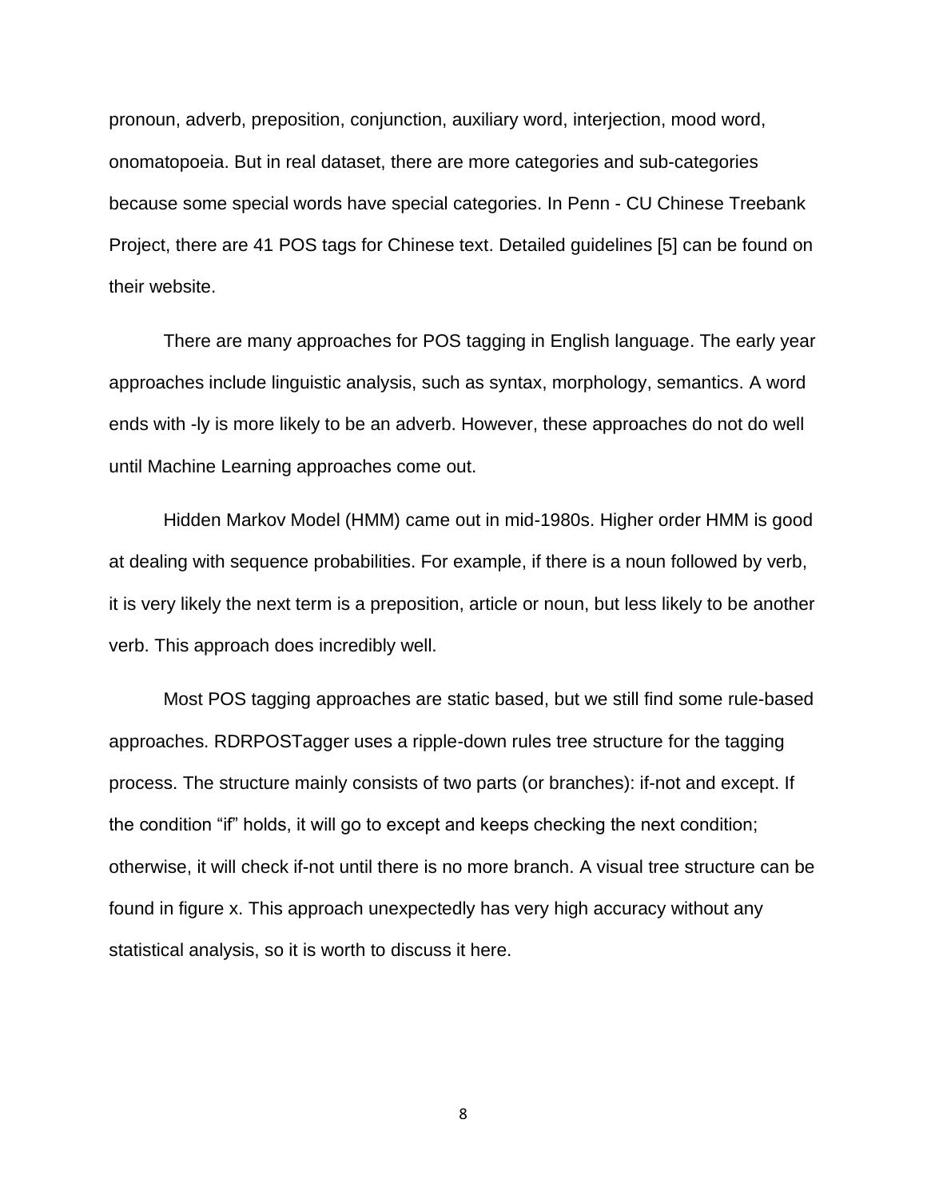pronoun, adverb, preposition, conjunction, auxiliary word, interjection, mood word, onomatopoeia. But in real dataset, there are more categories and sub-categories because some special words have special categories. In Penn - CU Chinese Treebank Project, there are 41 POS tags for Chinese text. Detailed guidelines [5] can be found on their website.

There are many approaches for POS tagging in English language. The early year approaches include linguistic analysis, such as syntax, morphology, semantics. A word ends with -ly is more likely to be an adverb. However, these approaches do not do well until Machine Learning approaches come out.

Hidden Markov Model (HMM) came out in mid-1980s. Higher order HMM is good at dealing with sequence probabilities. For example, if there is a noun followed by verb, it is very likely the next term is a preposition, article or noun, but less likely to be another verb. This approach does incredibly well.

Most POS tagging approaches are static based, but we still find some rule-based approaches. RDRPOSTagger uses a ripple-down rules tree structure for the tagging process. The structure mainly consists of two parts (or branches): if-not and except. If the condition "if" holds, it will go to except and keeps checking the next condition; otherwise, it will check if-not until there is no more branch. A visual tree structure can be found in figure x. This approach unexpectedly has very high accuracy without any statistical analysis, so it is worth to discuss it here.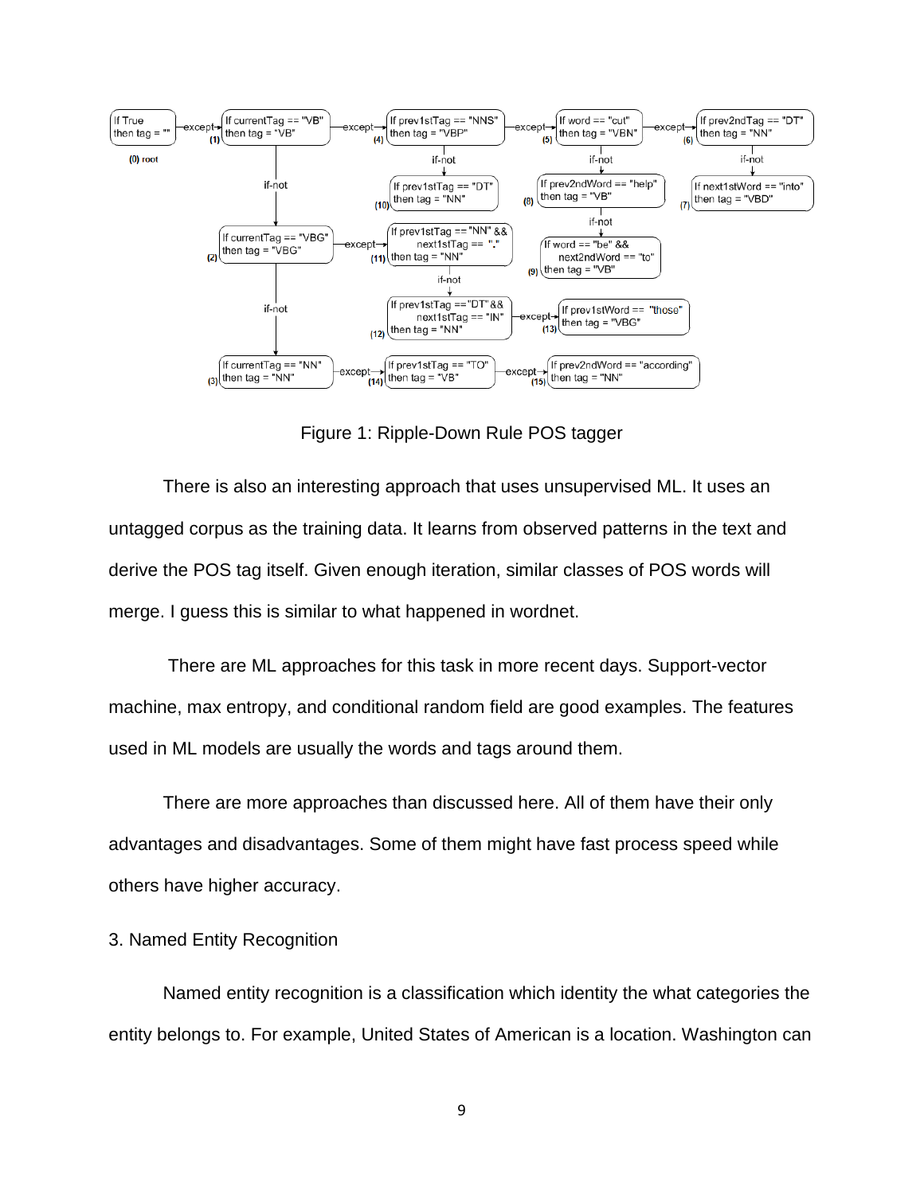Figure 1: Ripple-Down Rule POS tagger

There is also an interesting approach that uses unsupervised ML. It uses an untagged corpus as the training data. It learns from observed patterns in the text and derive the POS tag itself. Given enough iteration, similar classes of POS words will merge. I guess this is similar to what happened in wordnet.

There are ML approaches for this task in more recent days. Support-vector machine, max entropy, and conditional random field are good examples. The features used in ML models are usually the words and tags around them.

There are more approaches than discussed here. All of them have their only advantages and disadvantages. Some of them might have fast process speed while others have higher accuracy.

3. Named Entity Recognition

Named entity recognition is a classification which identity the what categories the entity belongs to. For example, United States of American is a location. Washington can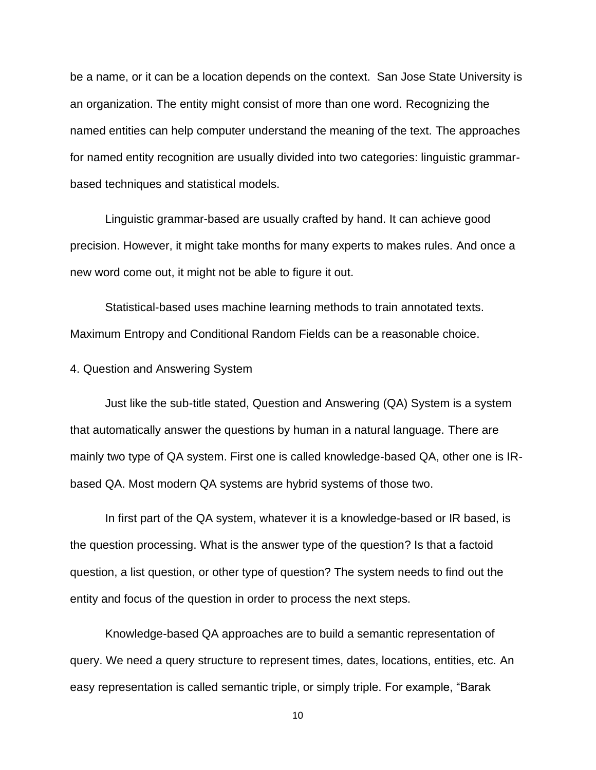be a name, or it can be a location depends on the context. San Jose State University is an organization. The entity might consist of more than one word. Recognizing the named entities can help computer understand the meaning of the text. The approaches for named entity recognition are usually divided into two categories: linguistic grammar-based techniques and statistical models.

Linguistic grammar-based are usually crafted by hand. It can achieve good precision. However, it might take months for many experts to makes rules. And once a new word come out, it might not be able to figure it out.

Statistical-based uses machine learning methods to train annotated texts. Maximum Entropy and Conditional Random Fields can be a reasonable choice.

4. Question and Answering System

Just like the sub-title stated, Question and Answering (QA) System is a system that automatically answer the questions by human in a natural language. There are mainly two type of QA system. First one is called knowledge-based QA, other one is IR-based QA. Most modern QA systems are hybrid systems of those two.

In first part of the QA system, whatever it is a knowledge-based or IR based, is the question processing. What is the answer type of the question? Is that a factoid question, a list question, or other type of question? The system needs to find out the entity and focus of the question in order to process the next steps.

Knowledge-based QA approaches are to build a semantic representation of query. We need a query structure to represent times, dates, locations, entities, etc. An easy representation is called semantic triple, or simply triple. For example, “Barak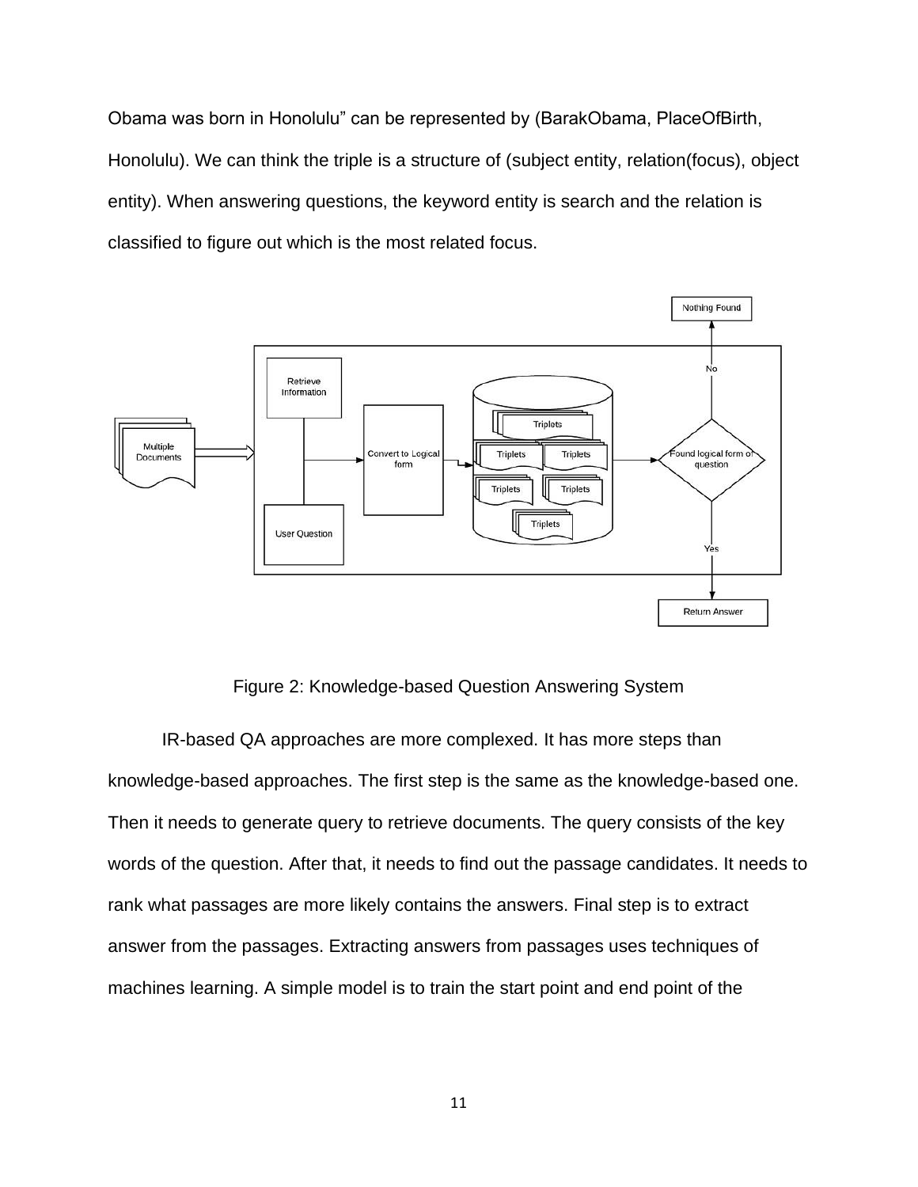Obama was born in Honolulu" can be represented by (BarakObama, PlaceOfBirth, Honolulu). We can think the triple is a structure of (subject entity, relation(focus), object entity). When answering questions, the keyword entity is search and the relation is classified to figure out which is the most related focus.

Figure 2: Knowledge-based Question Answering System

IR-based QA approaches are more complexed. It has more steps than knowledge-based approaches. The first step is the same as the knowledge-based one. Then it needs to generate query to retrieve documents. The query consists of the key words of the question. After that, it needs to find out the passage candidates. It needs to rank what passages are more likely contains the answers. Final step is to extract answer from the passages. Extracting answers from passages uses techniques of machines learning. A simple model is to train the start point and end point of the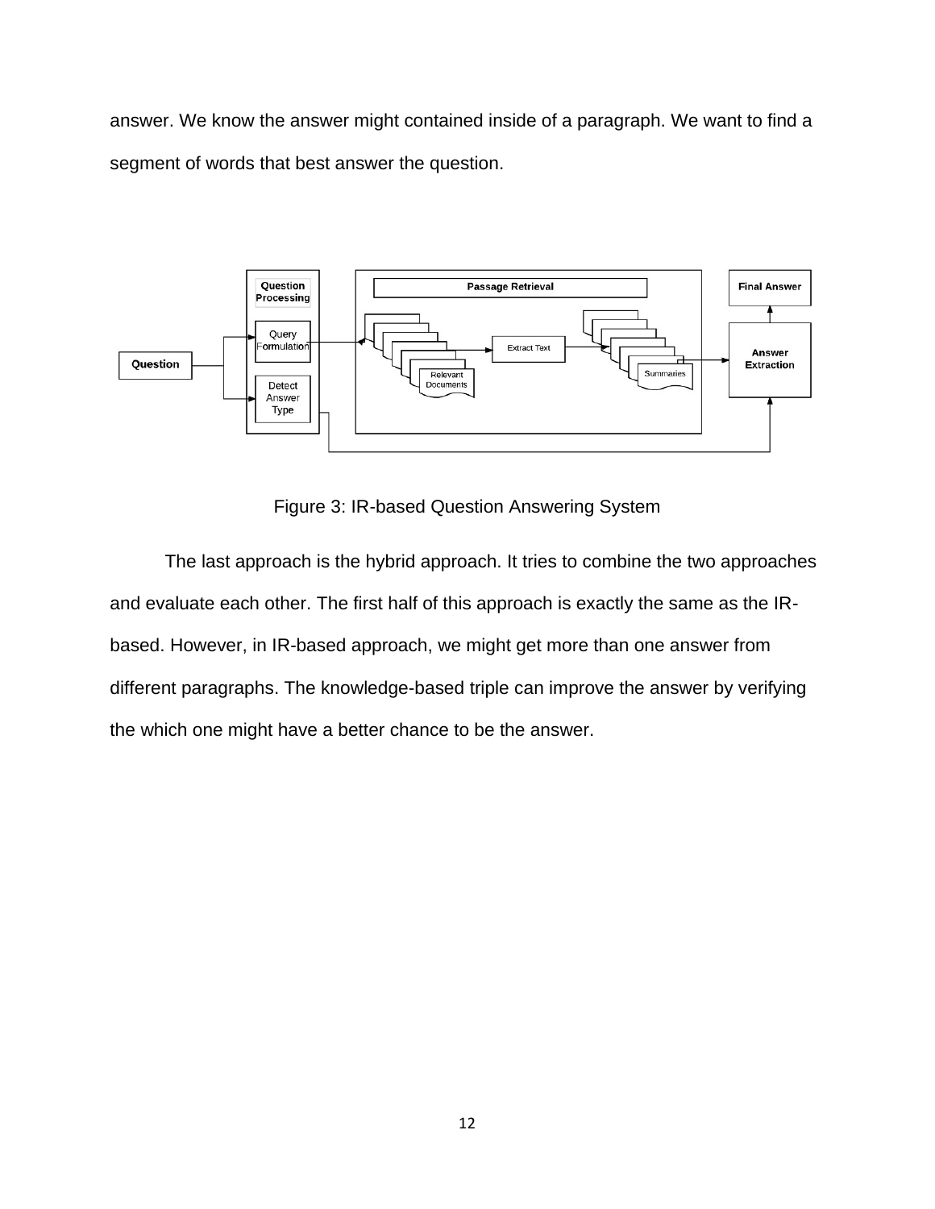answer. We know the answer might contained inside of a paragraph. We want to find a segment of words that best answer the question.

Figure 3: IR-based Question Answering System

The last approach is the hybrid approach. It tries to combine the two approaches and evaluate each other. The first half of this approach is exactly the same as the IR-based. However, in IR-based approach, we might get more than one answer from different paragraphs. The knowledge-based triple can improve the answer by verifying the which one might have a better chance to be the answer.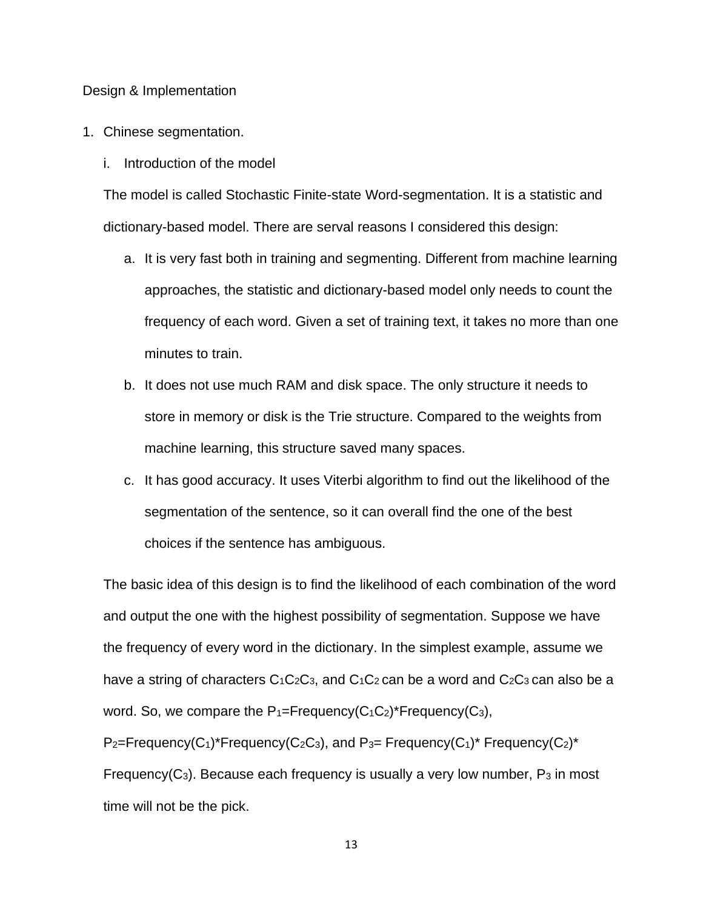Design & Implementation

1. Chinese segmentation.

   i. Introduction of the model

   The model is called Stochastic Finite-state Word-segmentation. It is a statistic and dictionary-based model. There are serval reasons I considered this design:

   a. It is very fast both in training and segmenting. Different from machine learning approaches, the statistic and dictionary-based model only needs to count the frequency of each word. Given a set of training text, it takes no more than one minutes to train.
   b. It does not use much RAM and disk space. The only structure it needs to store in memory or disk is the Trie structure. Compared to the weights from machine learning, this structure saved many spaces.
   c. It has good accuracy. It uses Viterbi algorithm to find out the likelihood of the segmentation of the sentence, so it can overall find the one of the best choices if the sentence has ambiguous.

   The basic idea of this design is to find the likelihood of each combination of the word and output the one with the highest possibility of segmentation. Suppose we have the frequency of every word in the dictionary. In the simplest example, assume we have a string of characters $C_1C_2C_3$, and $C_1C_2$ can be a word and $C_2C_3$ can also be a word. So, we compare the $P_1$=Frequency($C_1C_2$)*Frequency($C_3$), $P_2$=Frequency($C_1$)*Frequency($C_2C_3$), and $P_3$= Frequency($C_1$)* Frequency($C_2$)* Frequency($C_3$). Because each frequency is usually a very low number, $P_3$ in most time will not be the pick.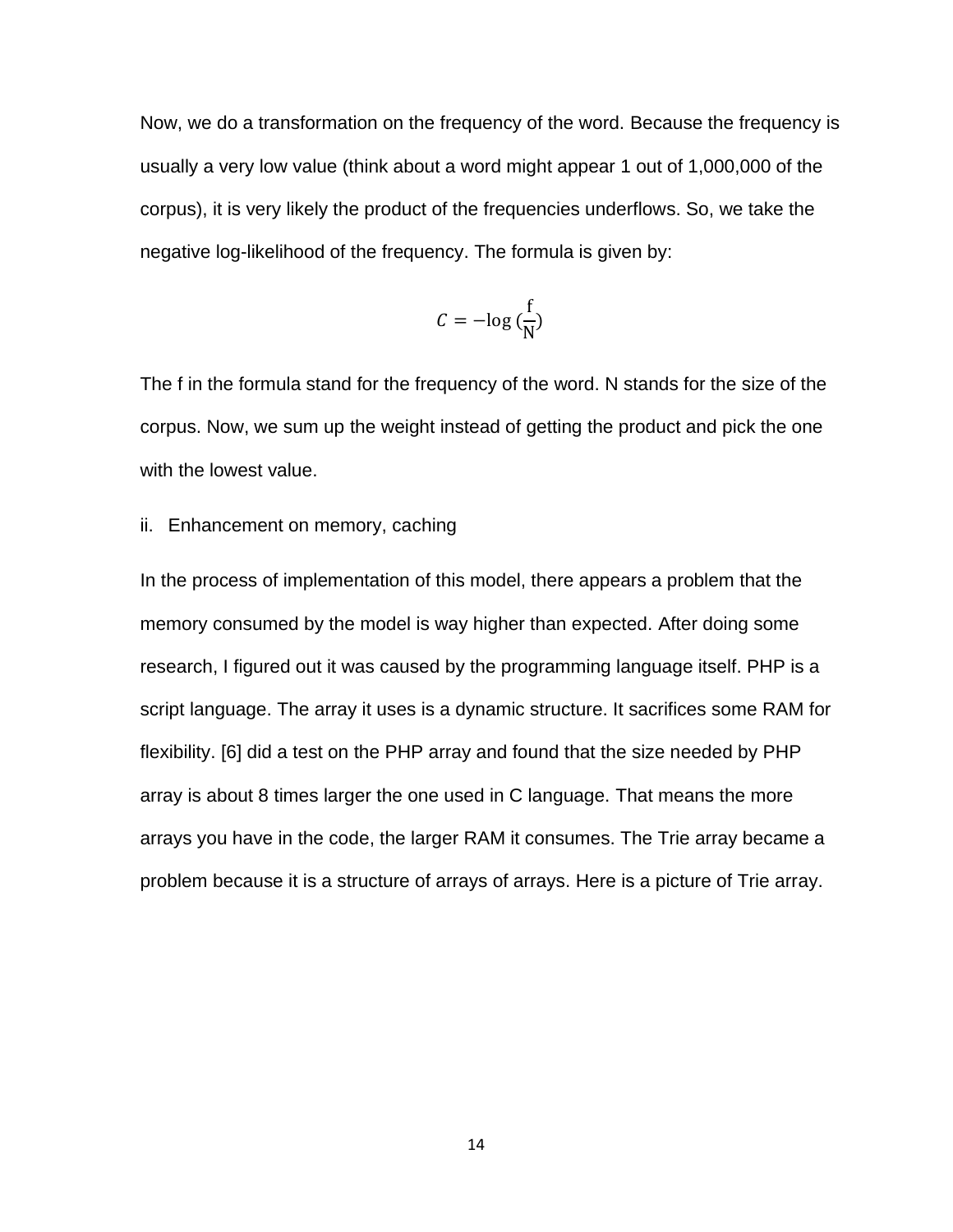Now, we do a transformation on the frequency of the word. Because the frequency is usually a very low value (think about a word might appear 1 out of 1,000,000 of the corpus), it is very likely the product of the frequencies underflows. So, we take the negative log-likelihood of the frequency. The formula is given by:

$$C = -\log\left(\frac{\mathrm{f}}{\mathrm{N}}\right)$$

The f in the formula stand for the frequency of the word. N stands for the size of the corpus. Now, we sum up the weight instead of getting the product and pick the one with the lowest value.

ii. Enhancement on memory, caching

In the process of implementation of this model, there appears a problem that the memory consumed by the model is way higher than expected. After doing some research, I figured out it was caused by the programming language itself. PHP is a script language. The array it uses is a dynamic structure. It sacrifices some RAM for flexibility. [6] did a test on the PHP array and found that the size needed by PHP array is about 8 times larger the one used in C language. That means the more arrays you have in the code, the larger RAM it consumes. The Trie array became a problem because it is a structure of arrays of arrays. Here is a picture of Trie array.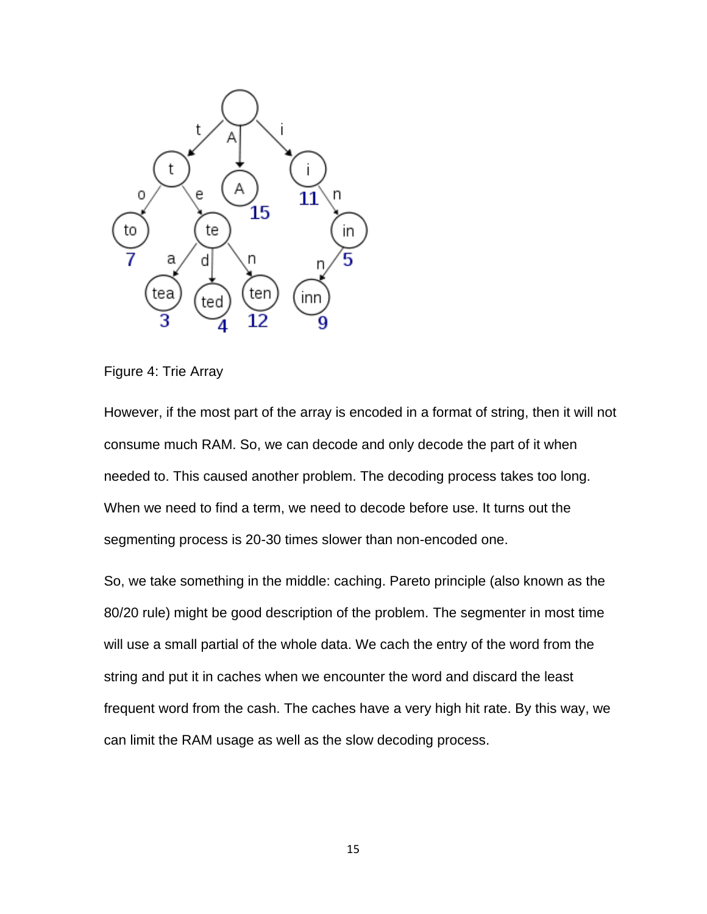Figure 4: Trie Array

However, if the most part of the array is encoded in a format of string, then it will not consume much RAM. So, we can decode and only decode the part of it when needed to. This caused another problem. The decoding process takes too long. When we need to find a term, we need to decode before use. It turns out the segmenting process is 20-30 times slower than non-encoded one.

So, we take something in the middle: caching. Pareto principle (also known as the 80/20 rule) might be good description of the problem. The segmenter in most time will use a small partial of the whole data. We cach the entry of the word from the string and put it in caches when we encounter the word and discard the least frequent word from the cash. The caches have a very high hit rate. By this way, we can limit the RAM usage as well as the slow decoding process.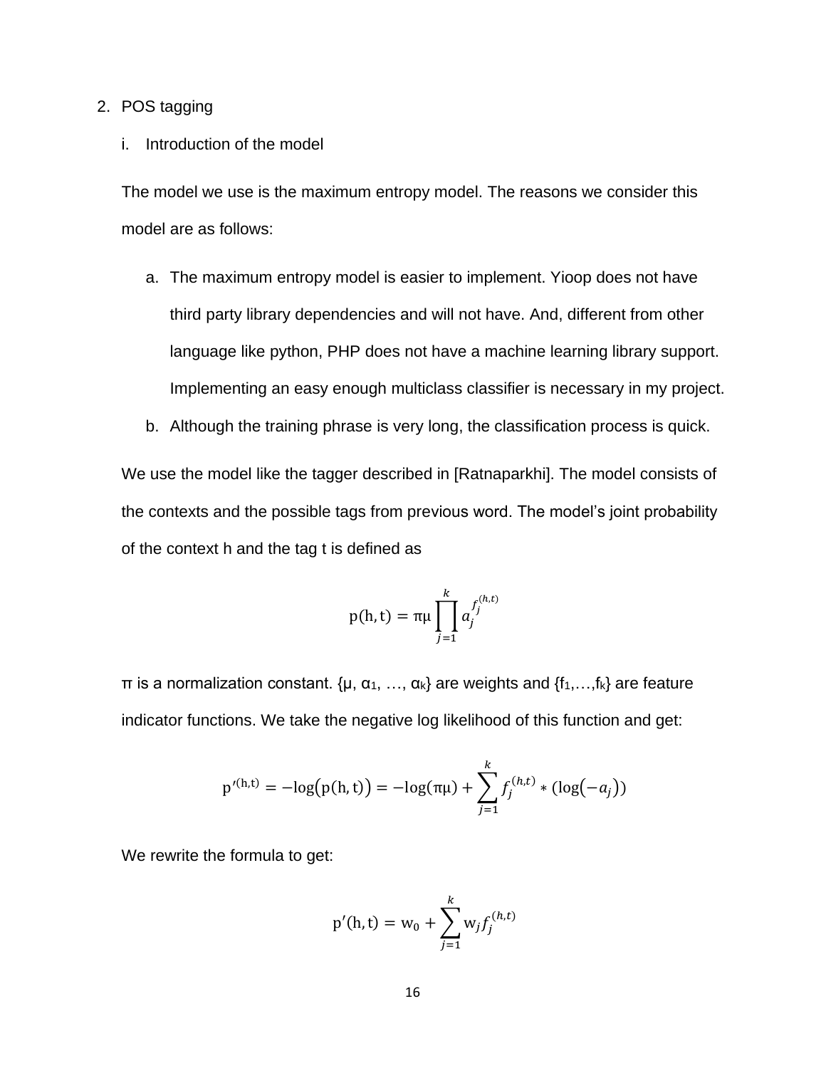2. POS tagging

   i. Introduction of the model

The model we use is the maximum entropy model. The reasons we consider this model are as follows:

a. The maximum entropy model is easier to implement. Yioop does not have third party library dependencies and will not have. And, different from other language like python, PHP does not have a machine learning library support. Implementing an easy enough multiclass classifier is necessary in my project.
b. Although the training phrase is very long, the classification process is quick.

We use the model like the tagger described in [Ratnaparkhi]. The model consists of the contexts and the possible tags from previous word. The model's joint probability of the context h and the tag t is defined as

$$\mathrm{p(h,t)} = \pi\mu \prod_{j=1}^{k} a_j^{f_j^{(h,t)}}$$

π is a normalization constant. {μ, $\alpha_1$, …, $\alpha_k$} are weights and {$f_1$,…,$f_k$} are feature indicator functions. We take the negative log likelihood of this function and get:

$$\mathrm{p'^{(h,t)}} = -\log\big(\mathrm{p(h,t)}\big) = -\log(\pi\mu) + \sum_{j=1}^{k} f_j^{(h,t)} * (\log\big(-a_j\big))$$

We rewrite the formula to get:

$$\mathrm{p'(h,t)} = \mathrm{w}_0 + \sum_{j=1}^{k} \mathrm{w}_j f_j^{(h,t)}$$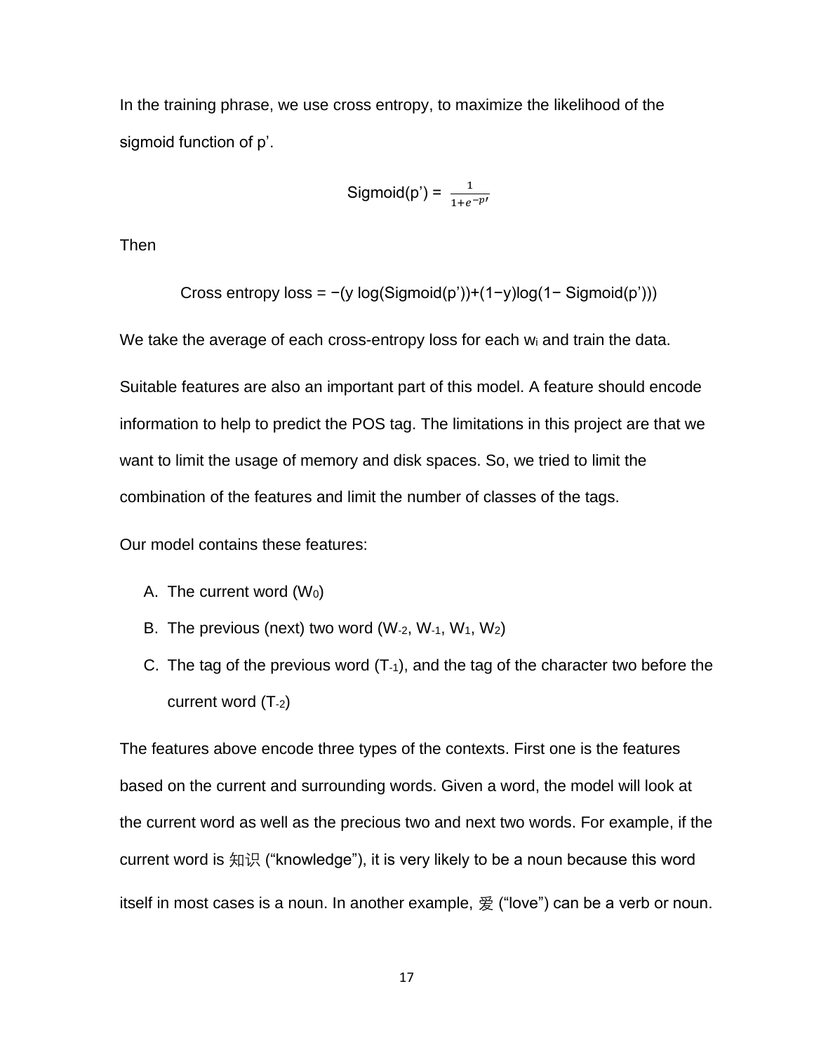In the training phrase, we use cross entropy, to maximize the likelihood of the sigmoid function of p'.

$$\text{Sigmoid}(p') = \frac{1}{1+e^{-p'}}$$

Then

$$\text{Cross entropy loss} = -(y \log(\text{Sigmoid}(p'))+(1-y)\log(1-\text{Sigmoid}(p')))$$

We take the average of each cross-entropy loss for each $w_i$ and train the data.

Suitable features are also an important part of this model. A feature should encode information to help to predict the POS tag. The limitations in this project are that we want to limit the usage of memory and disk spaces. So, we tried to limit the combination of the features and limit the number of classes of the tags.

Our model contains these features:

A. The current word ($W_0$)
B. The previous (next) two word ($W_{-2}$, $W_{-1}$, $W_1$, $W_2$)
C. The tag of the previous word ($T_{-1}$), and the tag of the character two before the current word ($T_{-2}$)

The features above encode three types of the contexts. First one is the features based on the current and surrounding words. Given a word, the model will look at the current word as well as the precious two and next two words. For example, if the current word is 知识 ("knowledge"), it is very likely to be a noun because this word itself in most cases is a noun. In another example, 爱 ("love") can be a verb or noun.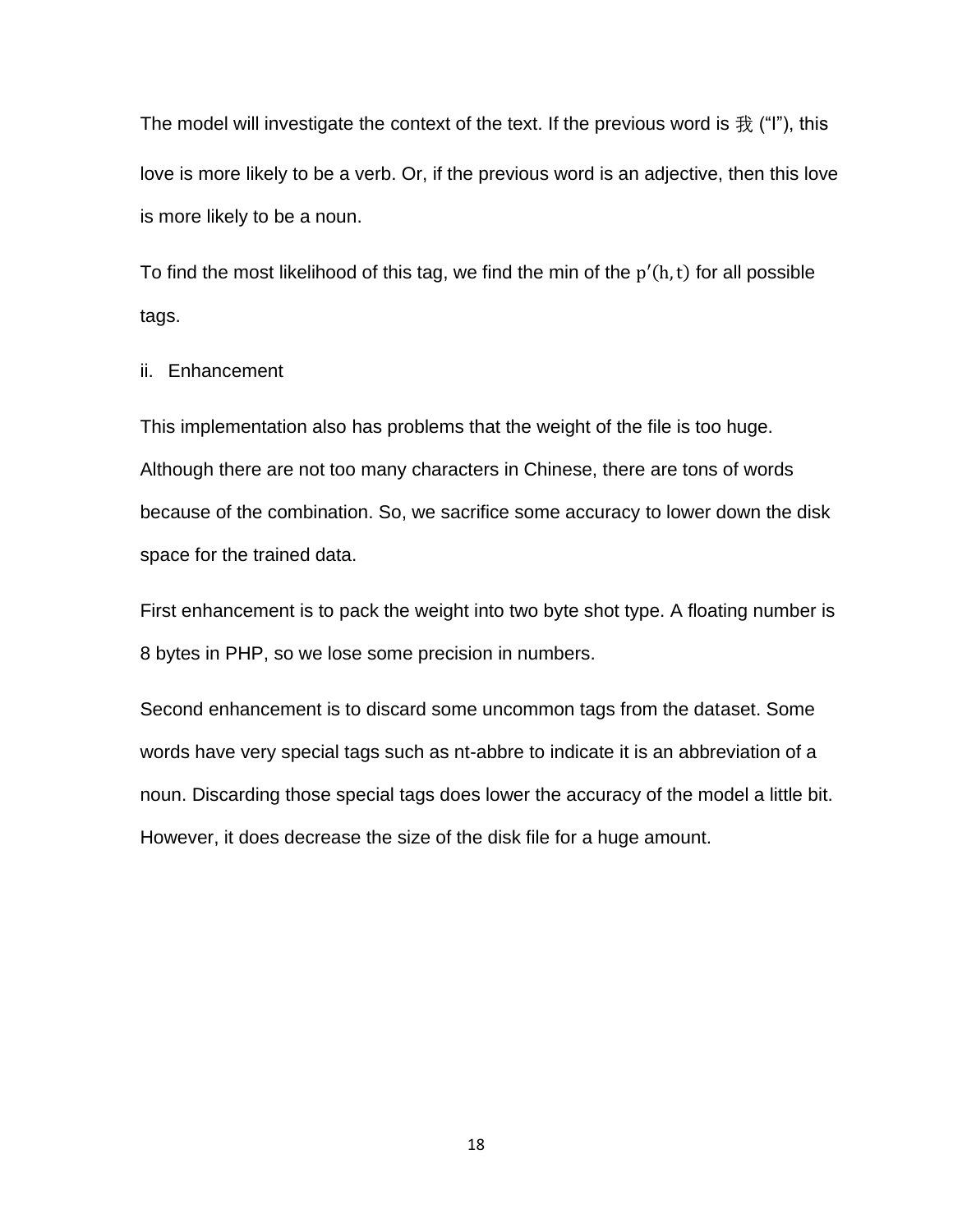The model will investigate the context of the text. If the previous word is 我 (“I”), this love is more likely to be a verb. Or, if the previous word is an adjective, then this love is more likely to be a noun.

To find the most likelihood of this tag, we find the min of the $p'(h, t)$ for all possible tags.

ii. Enhancement

This implementation also has problems that the weight of the file is too huge. Although there are not too many characters in Chinese, there are tons of words because of the combination. So, we sacrifice some accuracy to lower down the disk space for the trained data.

First enhancement is to pack the weight into two byte shot type. A floating number is 8 bytes in PHP, so we lose some precision in numbers.

Second enhancement is to discard some uncommon tags from the dataset. Some words have very special tags such as nt-abbre to indicate it is an abbreviation of a noun. Discarding those special tags does lower the accuracy of the model a little bit. However, it does decrease the size of the disk file for a huge amount.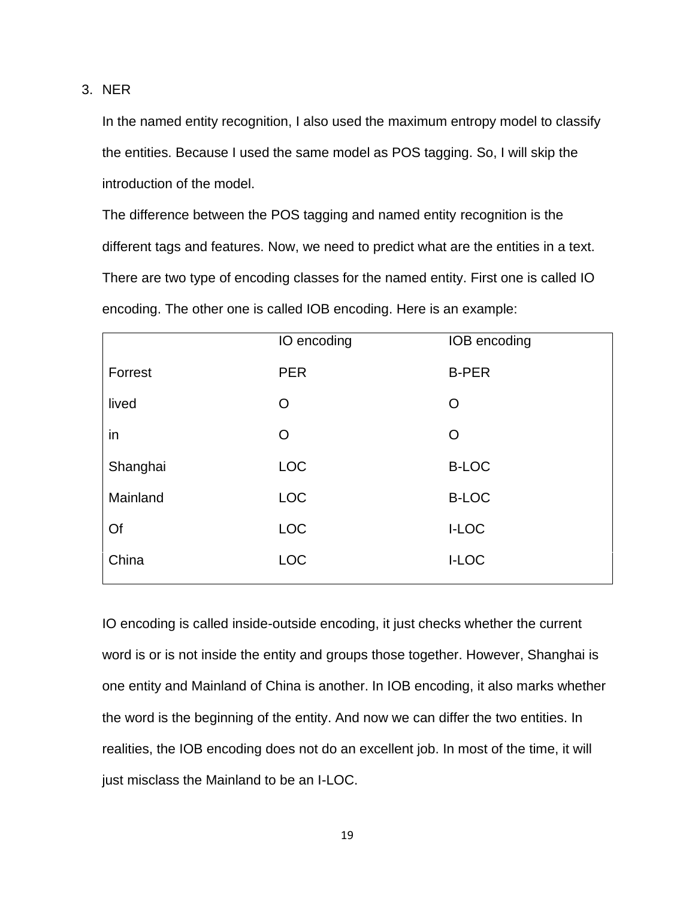3. NER

In the named entity recognition, I also used the maximum entropy model to classify the entities. Because I used the same model as POS tagging. So, I will skip the introduction of the model.

The difference between the POS tagging and named entity recognition is the different tags and features. Now, we need to predict what are the entities in a text. There are two type of encoding classes for the named entity. First one is called IO encoding. The other one is called IOB encoding. Here is an example:

| | IO encoding | IOB encoding |
|---|---|---|
| Forrest | PER | B-PER |
| lived | O | O |
| in | O | O |
| Shanghai | LOC | B-LOC |
| Mainland | LOC | B-LOC |
| Of | LOC | I-LOC |
| China | LOC | I-LOC |

IO encoding is called inside-outside encoding, it just checks whether the current word is or is not inside the entity and groups those together. However, Shanghai is one entity and Mainland of China is another. In IOB encoding, it also marks whether the word is the beginning of the entity. And now we can differ the two entities. In realities, the IOB encoding does not do an excellent job. In most of the time, it will just misclass the Mainland to be an I-LOC.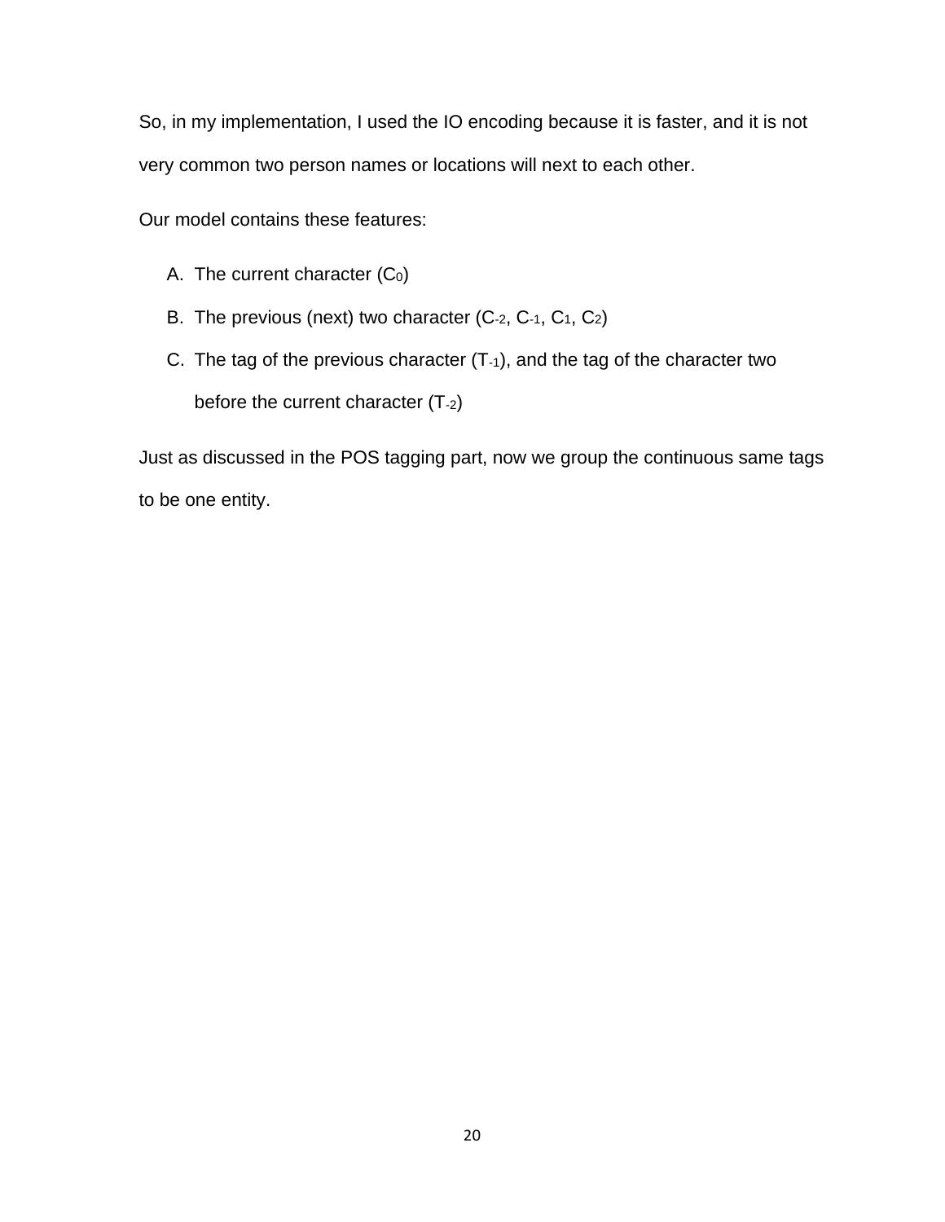So, in my implementation, I used the IO encoding because it is faster, and it is not very common two person names or locations will next to each other.

Our model contains these features:

A. The current character ($C_0$)
B. The previous (next) two character ($C_{-2}$, $C_{-1}$, $C_1$, $C_2$)
C. The tag of the previous character ($T_{-1}$), and the tag of the character two before the current character ($T_{-2}$)

Just as discussed in the POS tagging part, now we group the continuous same tags to be one entity.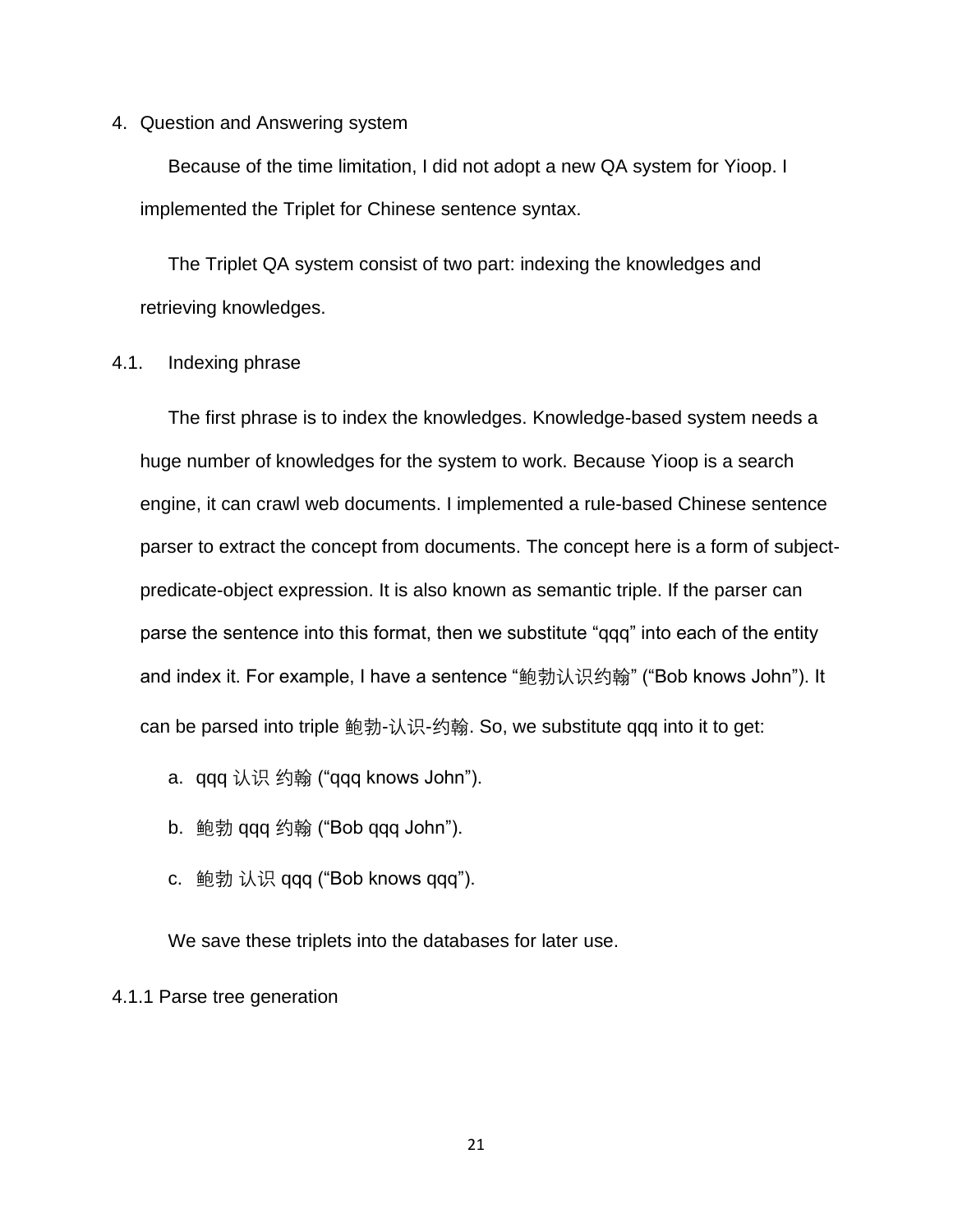4. Question and Answering system

Because of the time limitation, I did not adopt a new QA system for Yioop. I implemented the Triplet for Chinese sentence syntax.

The Triplet QA system consist of two part: indexing the knowledges and retrieving knowledges.

## 4.1. Indexing phrase

The first phrase is to index the knowledges. Knowledge-based system needs a huge number of knowledges for the system to work. Because Yioop is a search engine, it can crawl web documents. I implemented a rule-based Chinese sentence parser to extract the concept from documents. The concept here is a form of subject-predicate-object expression. It is also known as semantic triple. If the parser can parse the sentence into this format, then we substitute “qqq” into each of the entity and index it. For example, I have a sentence “鲍勃认识约翰” (“Bob knows John”). It can be parsed into triple 鲍勃-认识-约翰. So, we substitute qqq into it to get:

a. qqq 认识 约翰 (“qqq knows John”).
b. 鲍勃 qqq 约翰 (“Bob qqq John”).
c. 鲍勃 认识 qqq (“Bob knows qqq”).

We save these triplets into the databases for later use.

### 4.1.1 Parse tree generation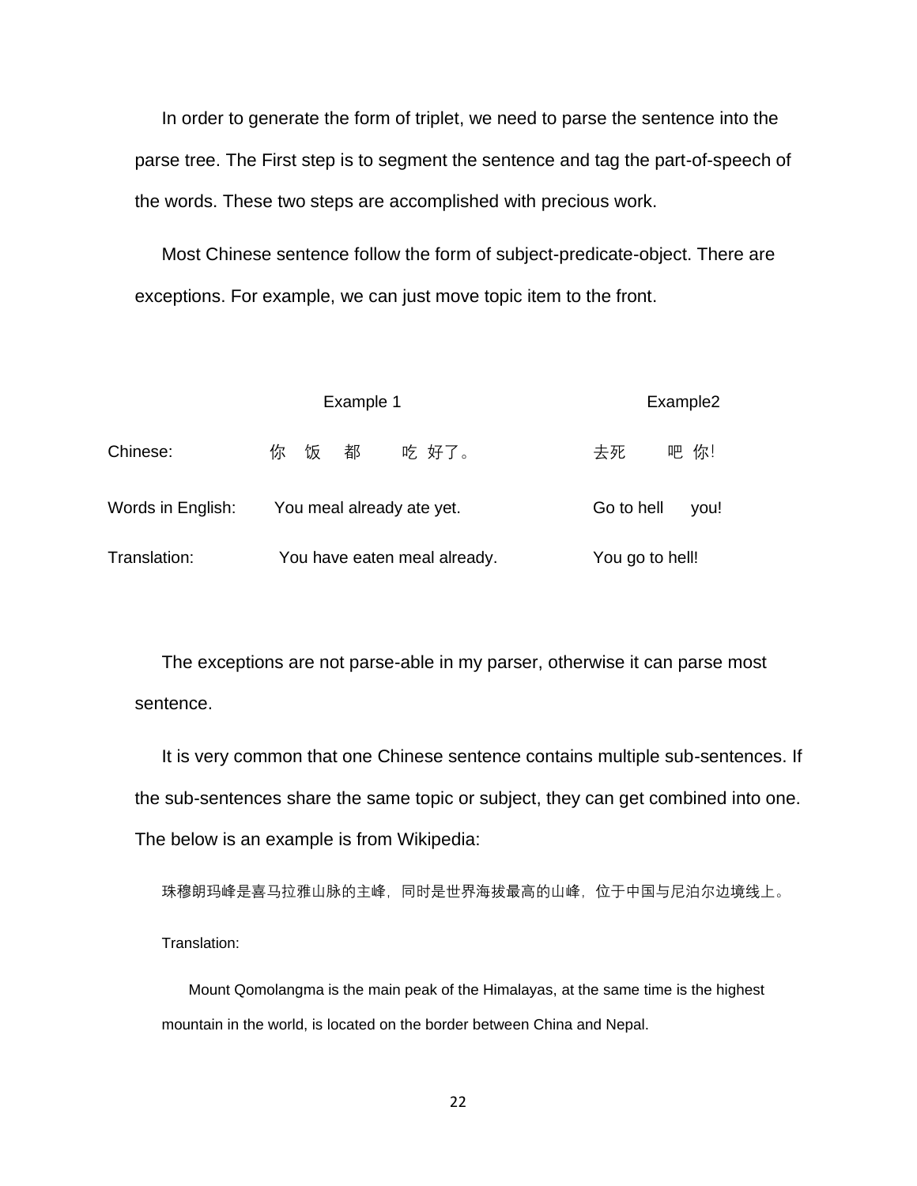In order to generate the form of triplet, we need to parse the sentence into the parse tree. The First step is to segment the sentence and tag the part-of-speech of the words. These two steps are accomplished with precious work.

Most Chinese sentence follow the form of subject-predicate-object. There are exceptions. For example, we can just move topic item to the front.

| | Example 1 | Example2 |
|---|---|---|
| Chinese: | 你 饭 都 吃 好了。 | 去死 吧 你! |
| Words in English: | You meal already ate yet. | Go to hell you! |
| Translation: | You have eaten meal already. | You go to hell! |

The exceptions are not parse-able in my parser, otherwise it can parse most sentence.

It is very common that one Chinese sentence contains multiple sub-sentences. If the sub-sentences share the same topic or subject, they can get combined into one. The below is an example is from Wikipedia:

珠穆朗玛峰是喜马拉雅山脉的主峰，同时是世界海拔最高的山峰，位于中国与尼泊尔边境线上。

Translation:

Mount Qomolangma is the main peak of the Himalayas, at the same time is the highest mountain in the world, is located on the border between China and Nepal.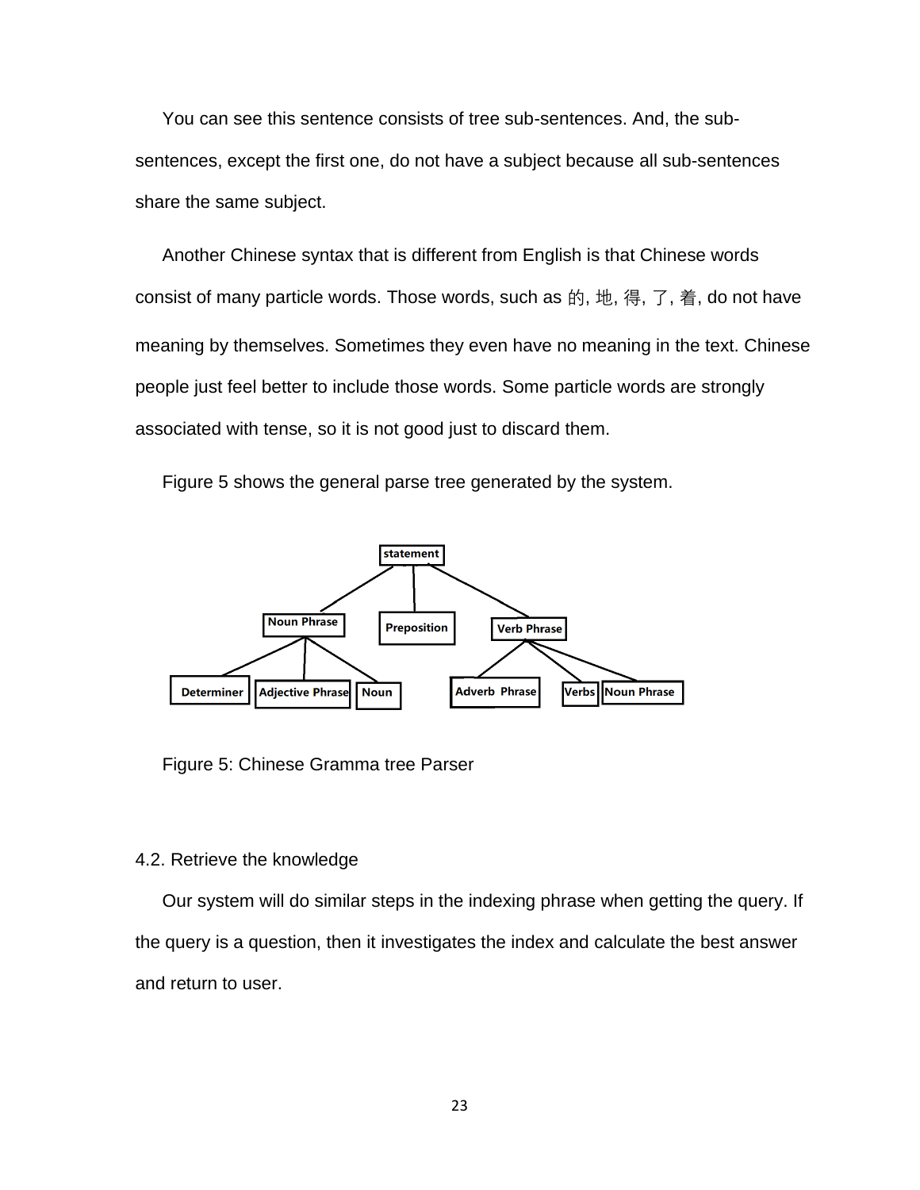You can see this sentence consists of tree sub-sentences. And, the sub-sentences, except the first one, do not have a subject because all sub-sentences share the same subject.

Another Chinese syntax that is different from English is that Chinese words consist of many particle words. Those words, such as 的, 地, 得, 了, 着, do not have meaning by themselves. Sometimes they even have no meaning in the text. Chinese people just feel better to include those words. Some particle words are strongly associated with tense, so it is not good just to discard them.

Figure 5 shows the general parse tree generated by the system.

Figure 5: Chinese Gramma tree Parser

## 4.2. Retrieve the knowledge

Our system will do similar steps in the indexing phrase when getting the query. If the query is a question, then it investigates the index and calculate the best answer and return to user.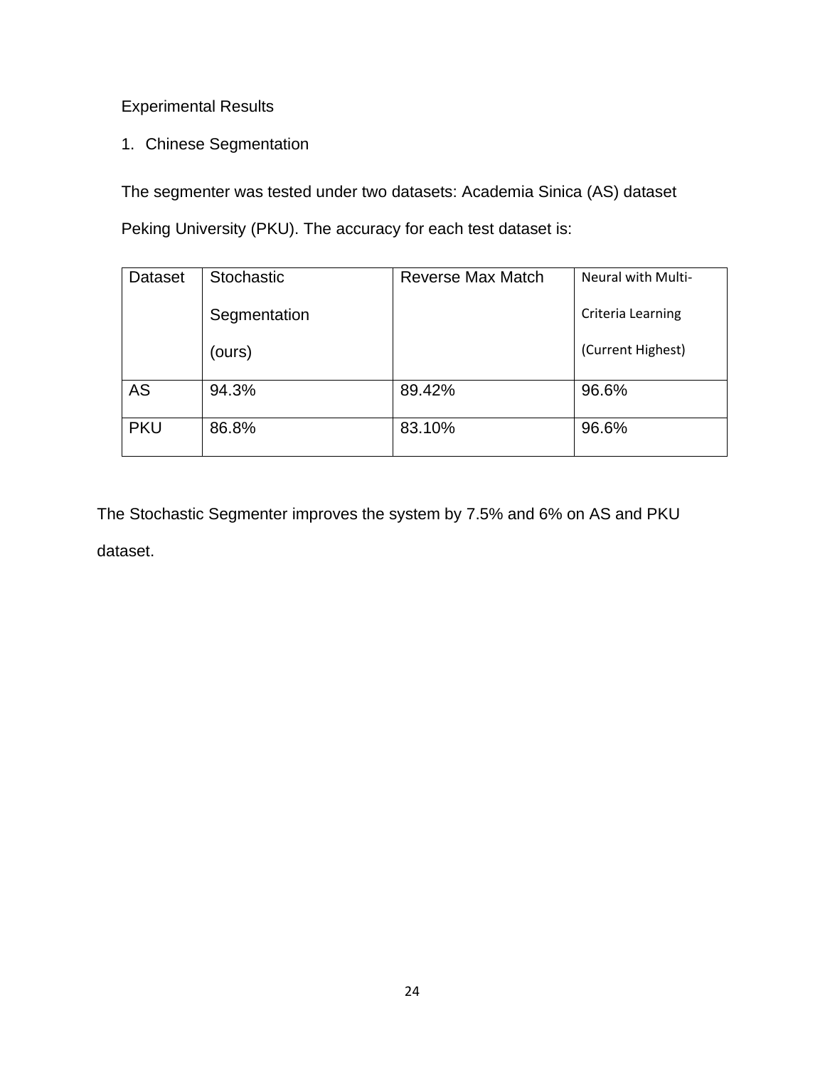## Experimental Results

### 1. Chinese Segmentation

The segmenter was tested under two datasets: Academia Sinica (AS) dataset Peking University (PKU). The accuracy for each test dataset is:

| Dataset | Stochastic Segmentation (ours) | Reverse Max Match | Neural with Multi-Criteria Learning (Current Highest) |
|---|---|---|---|
| AS | 94.3% | 89.42% | 96.6% |
| PKU | 86.8% | 83.10% | 96.6% |

The Stochastic Segmenter improves the system by 7.5% and 6% on AS and PKU dataset.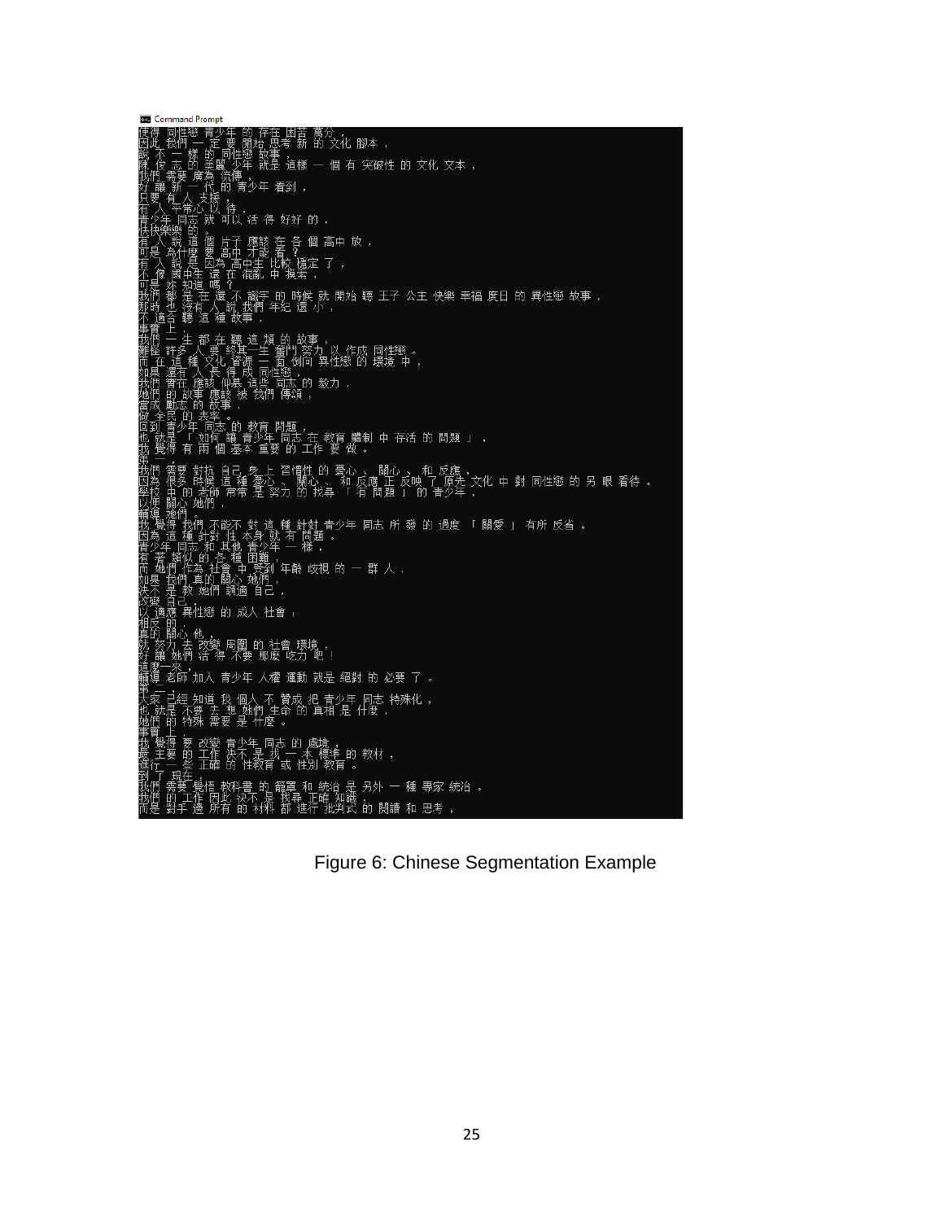```
Command Prompt
使得 同性戀 青少年 的 存在 困苦 萬分 ，
因此 我們 一 定 要 開始 思考 新 的 文化 腳本 ，
說 不 一 樣 的 同性戀 故事 ，
陳 俊 志 的 美麗 少年 就是 這樣 一 個 有 突破性 的 文化 文本 ，
我們 需要 廣為 流傳 ，
好 讓 新 一 代 的 青少年 看到 ，
只要 有 人 支援 ，
有 人 平常心 以 待 ，
青少年 同志 就 可以 活 得 好好 的 ，
快快樂樂 的 。
有 人 說 這 個 片子 應該 在 各 個 高中 放 ，
可是 為什麼 要 高中 才能 看 ？
有 人 說 是 因為 高中生 比較 穩定 了 ，
不 像 國中生 還 在 混亂 中 摸索 ，
可是 妳 知道 嗎 ？
我們 都 是 在 還 不 識字 的 時候 就 開始 聽 王子 公主 快樂 幸福 度日 的 異性戀 故事 ，
那時 也 沒有 人 說 我們 年紀 還 小 ，
不 適合 聽 這 種 故事 ，
事實 上 ，
我們 一 生 都 在 聽 這 類 的 故事 ，
難怪 許多 人 要 終其一生 奮鬥 努力 以 作成 同性戀 。
而 在 這 種 文化 資源 一 面 倒向 異性戀 的 環境 中 ，
如果 還有 人 長 得 成 同性戀 ，
我們 實在 應該 佩服 這些 同志 的 毅力 ，
她們 的 故事 應該 被 我們 傳頌 ，
當成 勵志 的 故事 ，
做 全民 的 表率 。
回到 青少年 同志 的 教育 問題 ，
也 就是 「 如何 讓 青少年 同志 在 教育 體制 中 存活 的 問題 」 ，
我 覺得 有 兩 個 基本 重要 的 工作 要 做 。
第 一 ，
我們 需要 對抗 自己 身 上 習慣性 的 憂心 、 關心 、 和 反應 ，
因為 很多 時候 這 種 憂心 、 關心 、 和 反應 正 反映 了 原先 文化 中 對 同性戀 的 另 眼 看待 。
學校 中 的 老師 常常 是 努力 的 找尋 「 有 問題 」 的 青少年 ，
以便 關心 她們 ，
輔導 她們 。
我 覺得 我們 不能不 對 這 種 針對 青少年 同志 所 發 的 過度 「 關愛 」 有所 反省 。
因為 這 種 針對 性 本身 就 有 問題 。
青少年 同志 和 其他 青少年 一 樣 ，
有 著 類似 的 各 種 困難 ，
而 她們 作為 社會 中 受到 年齡 歧視 的 一 群 人 ，
如果 我們 真的 關心 她們 ，
決不 是 教 她們 調適 自己 ，
改變 自己 ，
以 適應 異性戀 的 成人 社會 ，
相反 的 ，
真的 關心 他 ，
就 努力 去 改變 周圍 的 社會 環境 ，
好 讓 她們 活 得 不要 那麼 吃力 吧 ！
這麼一來 ，
輔導 老師 加入 青少年 人權 運動 就是 絕對 的 必要 了 。
第 二 ，
大家 已經 知道 我 個人 不 贊成 把 青少年 同志 特殊化 ，
也 就是 不要 去 想 她們 生命 的 真相 是 什麼 ，
她們 的 特殊 需要 是 什麼 。
事實 上 ，
我 覺得 要 改變 青少年 同志 的 處境 ，
最 主要 的 工作 決不 是 找 一 本 標準 的 教材 ，
進行 一 些 正確 的 性教育 或 性別 教育 。
到 了 現在 ，
我們 需要 覺悟 教科書 的 籠罩 和 統治 是 另外 一 種 專家 統治 。
我們 的 工作 因此 決不 是 找尋 正確 知識 ，
而是 對手 邊 所有 的 材料 都 進行 批判式 的 閱讀 和 思考 ，
```

Figure 6: Chinese Segmentation Example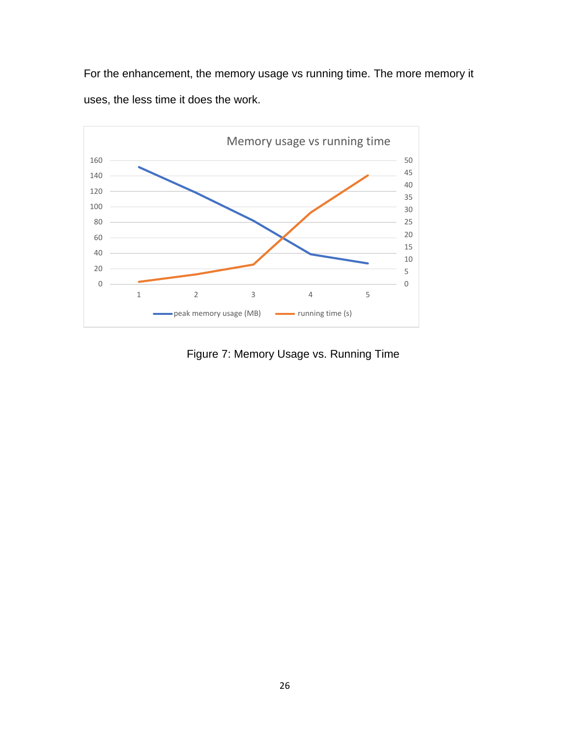For the enhancement, the memory usage vs running time. The more memory it uses, the less time it does the work.

Figure 7: Memory Usage vs. Running Time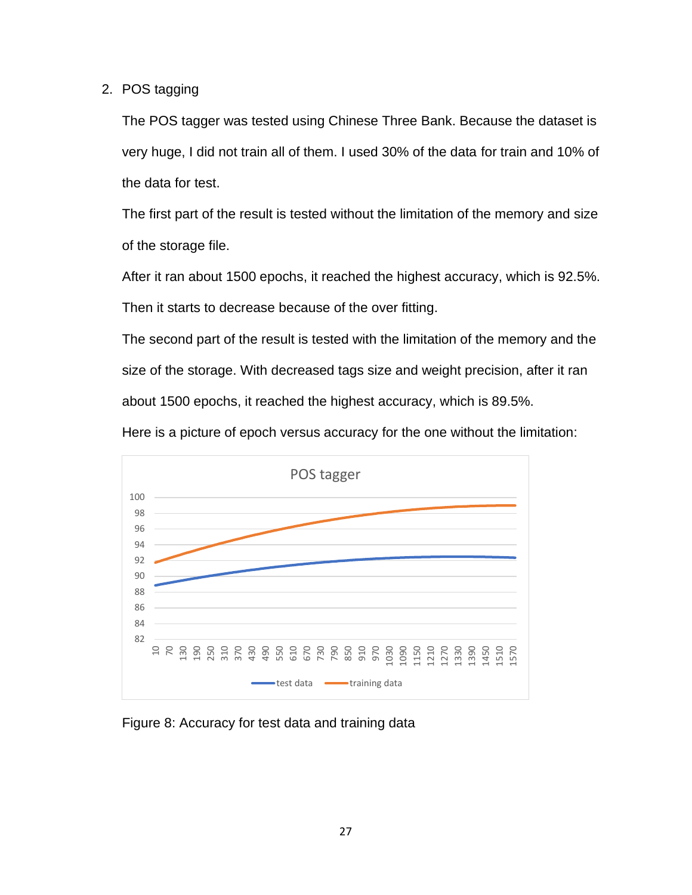2. POS tagging

The POS tagger was tested using Chinese Three Bank. Because the dataset is very huge, I did not train all of them. I used 30% of the data for train and 10% of the data for test.

The first part of the result is tested without the limitation of the memory and size of the storage file.

After it ran about 1500 epochs, it reached the highest accuracy, which is 92.5%. Then it starts to decrease because of the over fitting.

The second part of the result is tested with the limitation of the memory and the size of the storage. With decreased tags size and weight precision, after it ran about 1500 epochs, it reached the highest accuracy, which is 89.5%.

Here is a picture of epoch versus accuracy for the one without the limitation:

Figure 8: Accuracy for test data and training data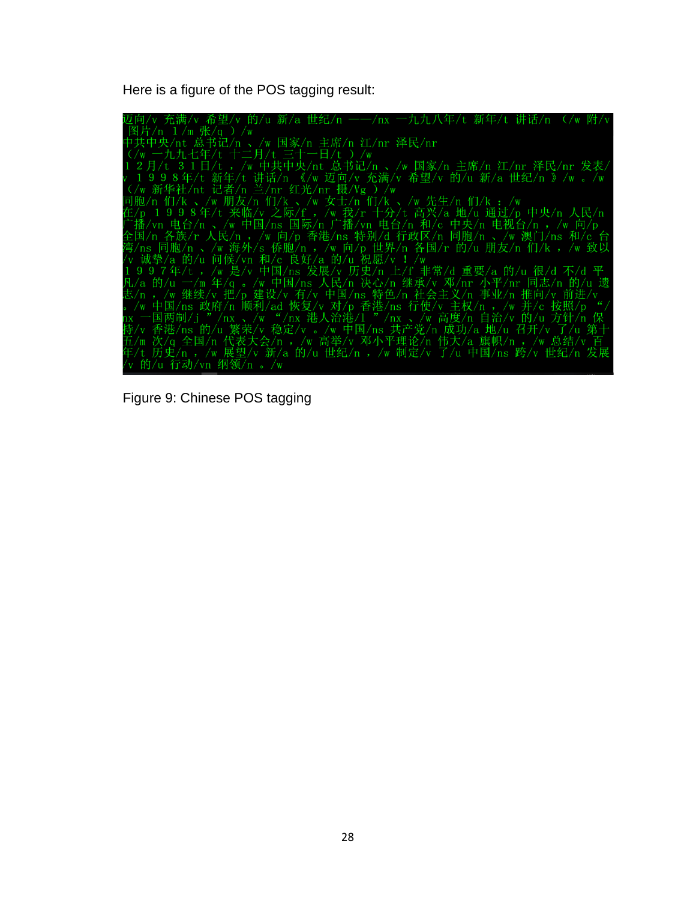Here is a figure of the POS tagging result:

```
迈向/v 充满/v 希望/v 的/u 新/a 世纪/n ——/nx 一九九八年/t 新年/t 讲话/n （/w 附/v 图片/n 1/m 张/q ）/w
中共中央/nt 总书记/n 、/w 国家/n 主席/n 江/nr 泽民/nr
（/w 一九九七年/t 十二月/t 三十一日/t ）/w
１２月/t ３１日/t ，/w 中共中央/nt 总书记/n 、/w 国家/n 主席/n 江/nr 泽民/nr 发表/v １９９８年/t 新年/t 讲话/n 《/w 迈向/v 充满/v 希望/v 的/u 新/a 世纪/n 》/w 。/w
（/w 新华社/nt 记者/n 兰/nr 红光/nr 摄/Vg ）/w
同胞/n 们/k 、/w 朋友/n 们/k 、/w 女士/n 们/k 、/w 先生/n 们/k ：/w
在/p １９９８年/t 来临/v 之际/f ，/w 我/r 十分/t 高兴/a 地/u 通过/p 中央/n 人民/n 广播/vn 电台/n 、/w 中国/ns 国际/n 广播/vn 电台/n 和/c 中央/n 电视台/n ，/w 向/p 全国/n 各族/r 人民/n ，/w 向/p 香港/ns 特别/d 行政区/n 同胞/n 、/w 澳门/ns 和/c 台湾/ns 同胞/n 、/w 海外/s 侨胞/n ，/w 向/p 世界/n 各国/r 的/u 朋友/n 们/k ，/w 致以/v 诚挚/a 的/u 问候/vn 和/c 良好/a 的/u 祝愿/v ！/w
１９９７年/t ，/w 是/v 中国/ns 发展/v 历史/n 上/f 非常/d 重要/a 的/u 很/d 不/d 平凡/a 的/u 一/m 年/q 。/w 中国/ns 人民/n 决心/n 继承/v 邓/nr 小平/nr 同志/n 的/u 遗志/n ，/w 继续/v 把/p 建设/v 有/v 中国/ns 特色/n 社会主义/n 事业/n 推向/v 前进/v 。/w 中国/ns 政府/n 顺利/ad 恢复/v 对/p 香港/ns 行使/v 主权/n ，/w 并/c 按照/p “/nx 一国两制/j ”/nx 、/w “/nx 港人治港/l ”/nx 、/w 高度/n 自治/v 的/u 方针/n 保持/v 香港/ns 的/u 繁荣/v 稳定/v 。/w 中国/ns 共产党/n 成功/a 地/u 召开/v 了/u 第十五/m 次/q 全国/n 代表大会/n ，/w 高举/v 邓小平理论/n 伟大/a 旗帜/n ，/w 总结/v 百年/t 历史/n ，/w 展望/v 新/a 的/u 世纪/n ，/w 制定/v 了/u 中国/ns 跨/v 世纪/n 发展/v 的/u 行动/vn 纲领/n 。/w
```

Figure 9: Chinese POS tagging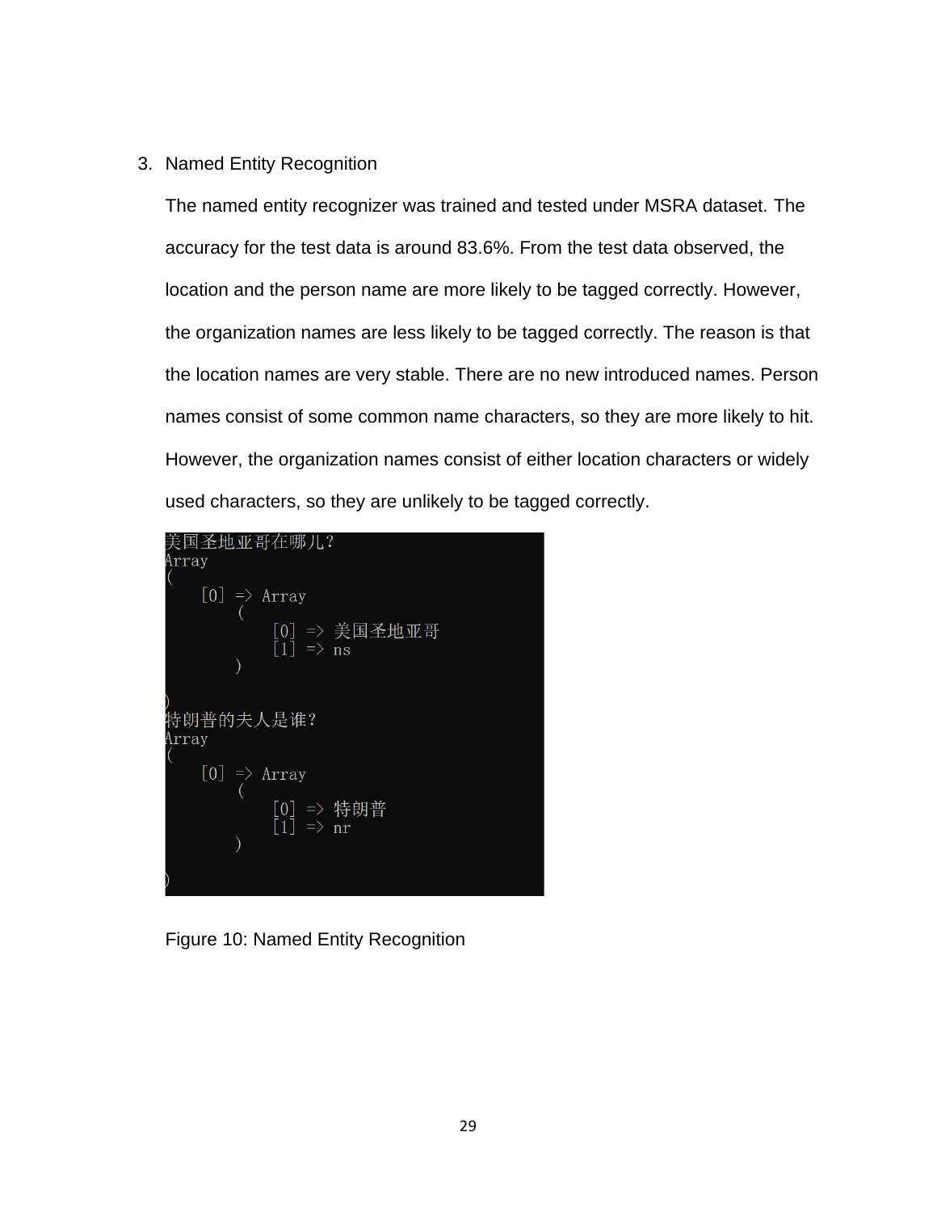3. Named Entity Recognition

   The named entity recognizer was trained and tested under MSRA dataset. The accuracy for the test data is around 83.6%. From the test data observed, the location and the person name are more likely to be tagged correctly. However, the organization names are less likely to be tagged correctly. The reason is that the location names are very stable. There are no new introduced names. Person names consist of some common name characters, so they are more likely to hit. However, the organization names consist of either location characters or widely used characters, so they are unlikely to be tagged correctly.

```
美国圣地亚哥在哪儿?
Array
(
    [0] => Array
        (
            [0] => 美国圣地亚哥
            [1] => ns
        )

)
特朗普的夫人是谁?
Array
(
    [0] => Array
        (
            [0] => 特朗普
            [1] => nr
        )

)
```

Figure 10: Named Entity Recognition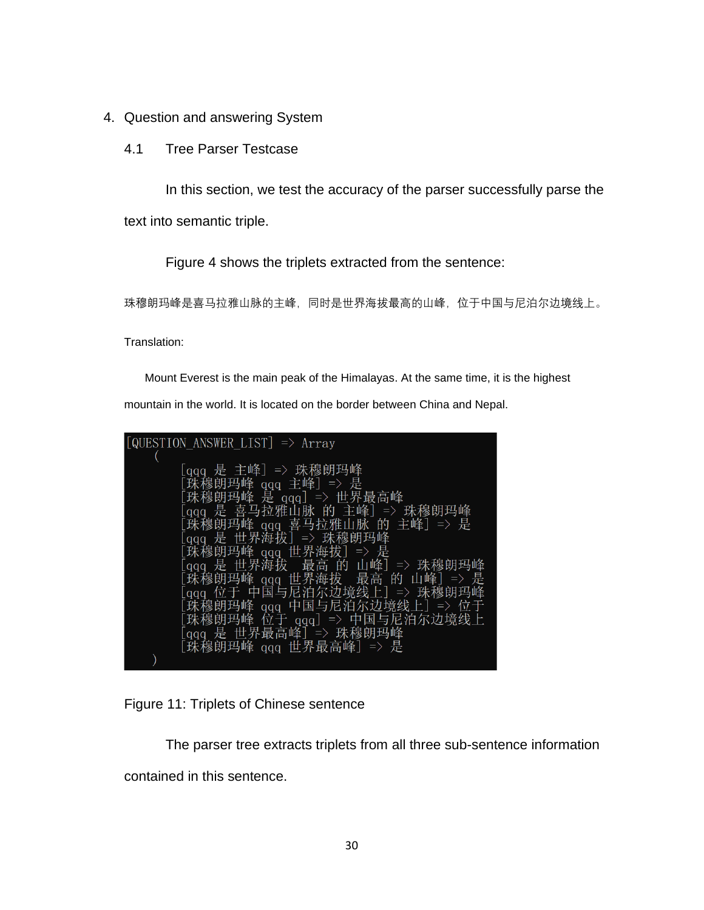4. Question and answering System

## 4.1 Tree Parser Testcase

In this section, we test the accuracy of the parser successfully parse the text into semantic triple.

Figure 4 shows the triplets extracted from the sentence:

珠穆朗玛峰是喜马拉雅山脉的主峰，同时是世界海拔最高的山峰，位于中国与尼泊尔边境线上。

Translation:

Mount Everest is the main peak of the Himalayas. At the same time, it is the highest mountain in the world. It is located on the border between China and Nepal.

```
[QUESTION_ANSWER_LIST] => Array
    (
        [qqq 是 主峰] => 珠穆朗玛峰
        [珠穆朗玛峰 qqq 主峰] => 是
        [珠穆朗玛峰 是 qqq] => 世界最高峰
        [qqq 是 喜马拉雅山脉 的 主峰] => 珠穆朗玛峰
        [珠穆朗玛峰 qqq 喜马拉雅山脉 的 主峰] => 是
        [qqq 是 世界海拔] => 珠穆朗玛峰
        [珠穆朗玛峰 qqq 世界海拔] => 是
        [qqq 是 世界海拔  最高 的 山峰] => 珠穆朗玛峰
        [珠穆朗玛峰 qqq 世界海拔  最高 的 山峰] => 是
        [qqq 位于 中国与尼泊尔边境线上] => 珠穆朗玛峰
        [珠穆朗玛峰 qqq 中国与尼泊尔边境线上] => 位于
        [珠穆朗玛峰 位于 qqq] => 中国与尼泊尔边境线上
        [qqq 是 世界最高峰] => 珠穆朗玛峰
        [珠穆朗玛峰 qqq 世界最高峰] => 是
    )
```

Figure 11: Triplets of Chinese sentence

The parser tree extracts triplets from all three sub-sentence information contained in this sentence.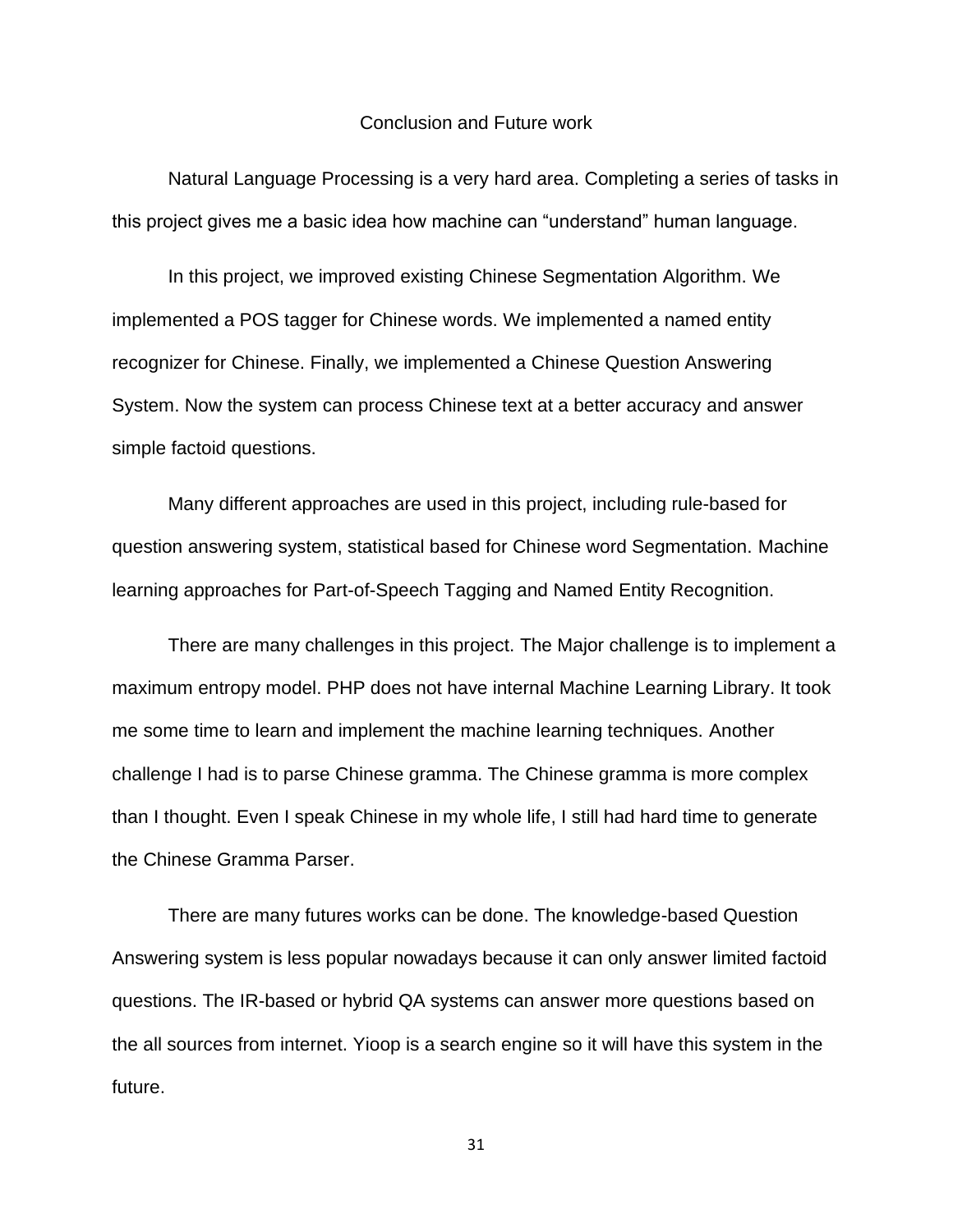# Conclusion and Future work

Natural Language Processing is a very hard area. Completing a series of tasks in this project gives me a basic idea how machine can “understand” human language.

In this project, we improved existing Chinese Segmentation Algorithm. We implemented a POS tagger for Chinese words. We implemented a named entity recognizer for Chinese. Finally, we implemented a Chinese Question Answering System. Now the system can process Chinese text at a better accuracy and answer simple factoid questions.

Many different approaches are used in this project, including rule-based for question answering system, statistical based for Chinese word Segmentation. Machine learning approaches for Part-of-Speech Tagging and Named Entity Recognition.

There are many challenges in this project. The Major challenge is to implement a maximum entropy model. PHP does not have internal Machine Learning Library. It took me some time to learn and implement the machine learning techniques. Another challenge I had is to parse Chinese gramma. The Chinese gramma is more complex than I thought. Even I speak Chinese in my whole life, I still had hard time to generate the Chinese Gramma Parser.

There are many futures works can be done. The knowledge-based Question Answering system is less popular nowadays because it can only answer limited factoid questions. The IR-based or hybrid QA systems can answer more questions based on the all sources from internet. Yioop is a search engine so it will have this system in the future.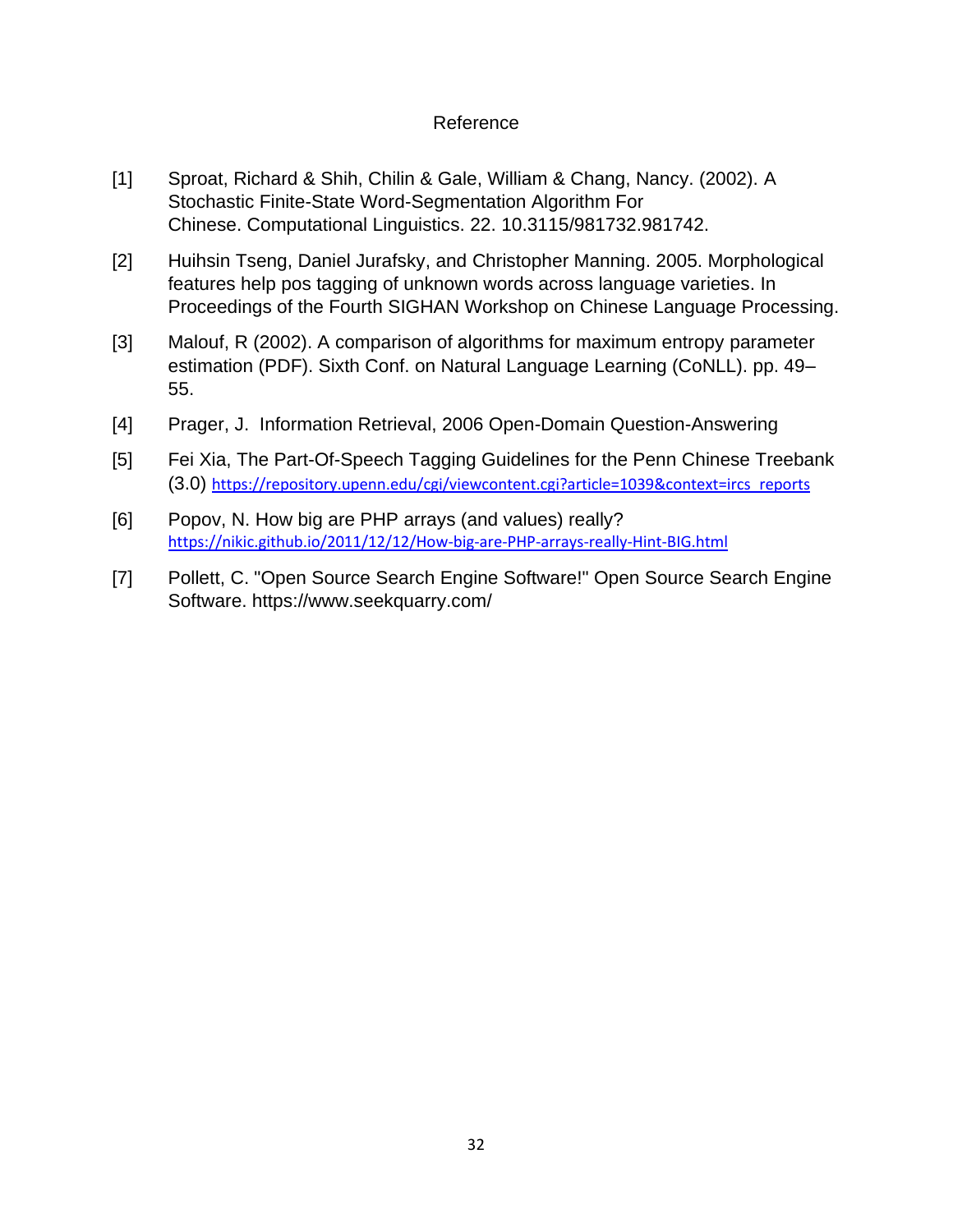# Reference

[1] Sproat, Richard & Shih, Chilin & Gale, William & Chang, Nancy. (2002). A Stochastic Finite-State Word-Segmentation Algorithm For Chinese. Computational Linguistics. 22. 10.3115/981732.981742.

[2] Huihsin Tseng, Daniel Jurafsky, and Christopher Manning. 2005. Morphological features help pos tagging of unknown words across language varieties. In Proceedings of the Fourth SIGHAN Workshop on Chinese Language Processing.

[3] Malouf, R (2002). A comparison of algorithms for maximum entropy parameter estimation (PDF). Sixth Conf. on Natural Language Learning (CoNLL). pp. 49–55.

[4] Prager, J. Information Retrieval, 2006 Open-Domain Question-Answering

[5] Fei Xia, The Part-Of-Speech Tagging Guidelines for the Penn Chinese Treebank (3.0) https://repository.upenn.edu/cgi/viewcontent.cgi?article=1039&context=ircs_reports

[6] Popov, N. How big are PHP arrays (and values) really? https://nikic.github.io/2011/12/12/How-big-are-PHP-arrays-really-Hint-BIG.html

[7] Pollett, C. "Open Source Search Engine Software!" Open Source Search Engine Software. https://www.seekquarry.com/